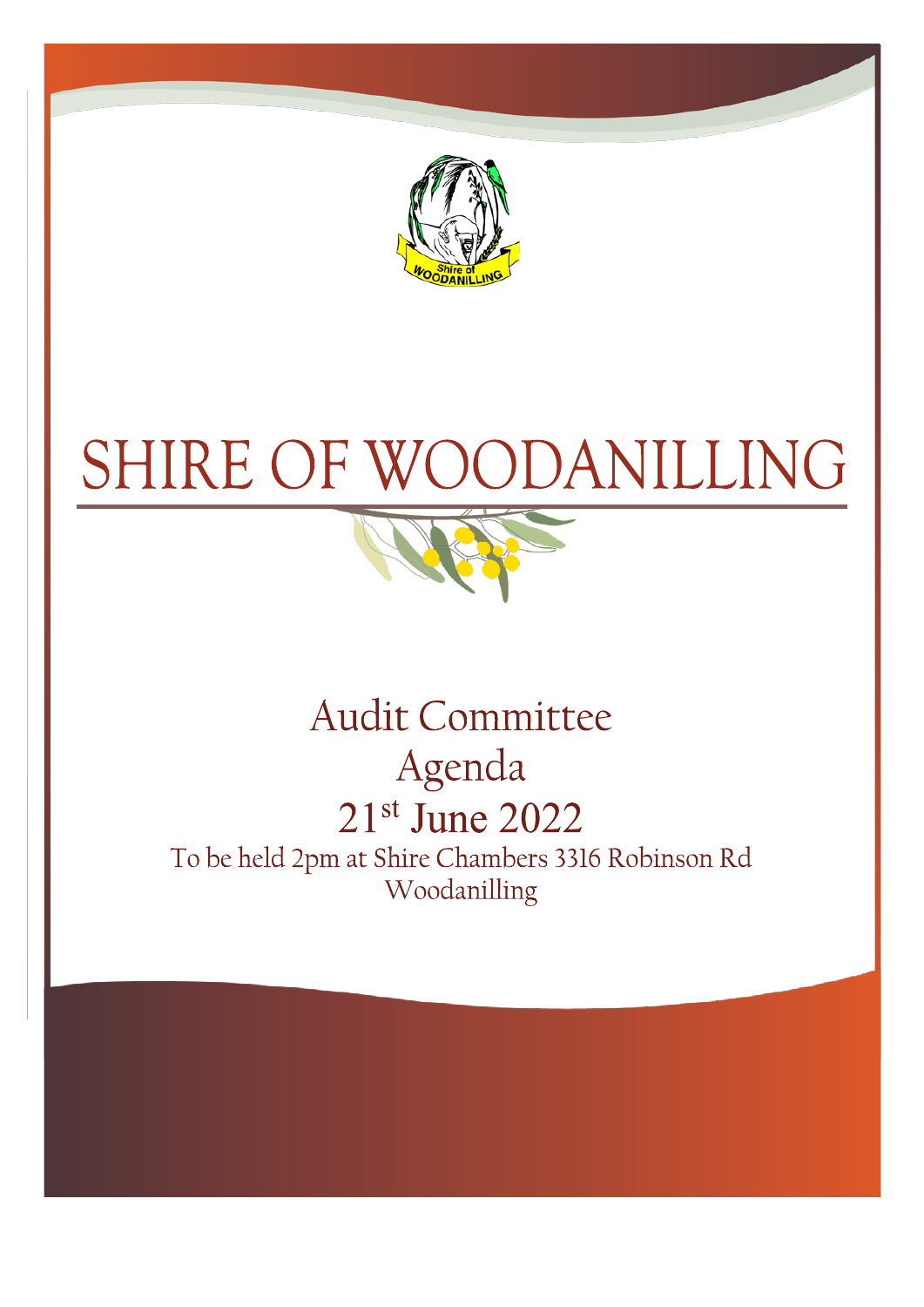# SHIRE OF WOODANILLING

## Audit Committee
## Agenda
## 21st June 2022

To be held 2pm at Shire Chambers 3316 Robinson Rd Woodanilling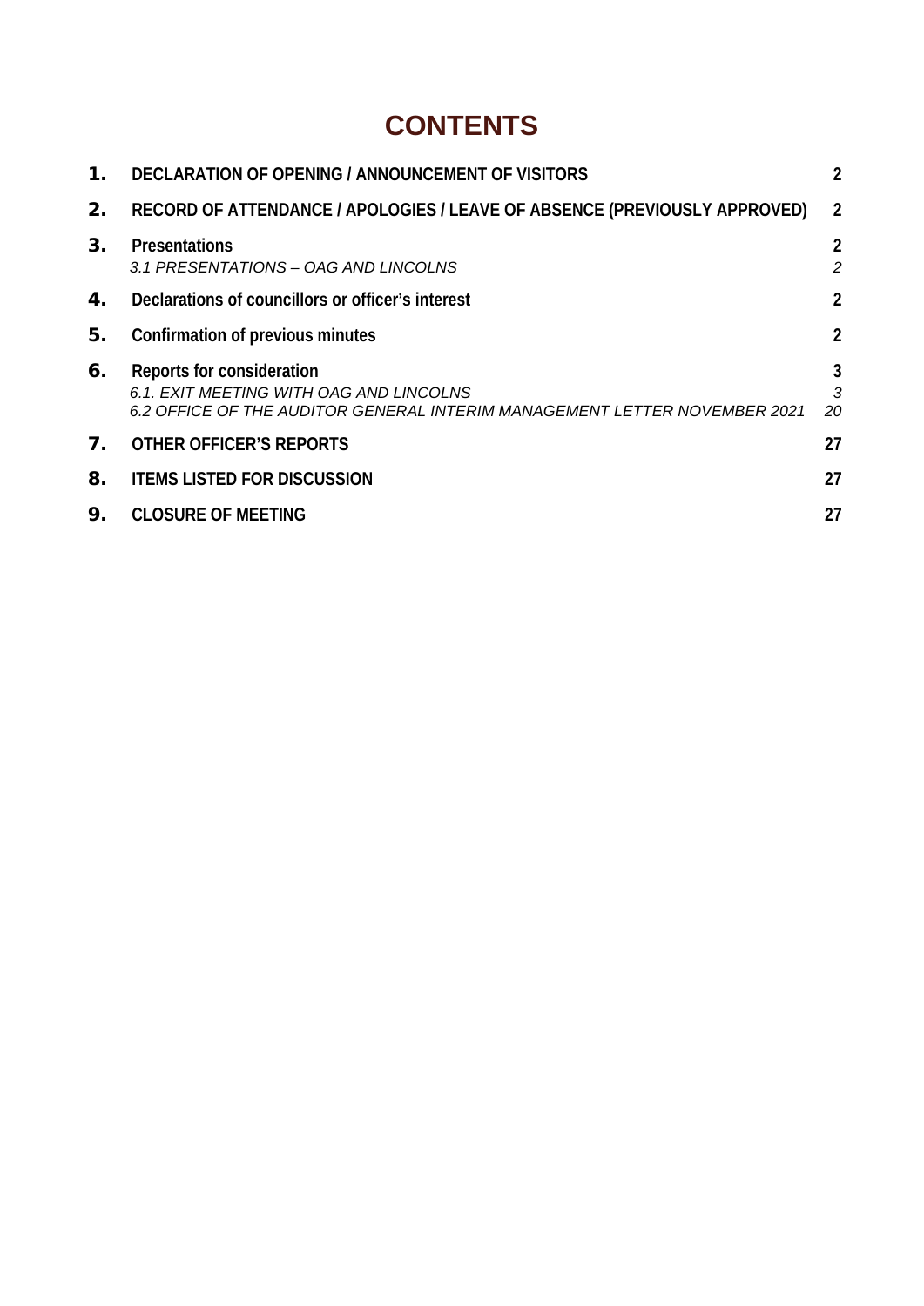# CONTENTS

| | | |
|---|---|---|
| **1.** | **DECLARATION OF OPENING / ANNOUNCEMENT OF VISITORS** | **2** |
| **2.** | **RECORD OF ATTENDANCE / APOLOGIES / LEAVE OF ABSENCE (PREVIOUSLY APPROVED)** | **2** |
| **3.** | **Presentations** | **2** |
| | *3.1 PRESENTATIONS – OAG AND LINCOLNS* | *2* |
| **4.** | **Declarations of councillors or officer's interest** | **2** |
| **5.** | **Confirmation of previous minutes** | **2** |
| **6.** | **Reports for consideration** | **3** |
| | *6.1. EXIT MEETING WITH OAG AND LINCOLNS* | *3* |
| | *6.2 OFFICE OF THE AUDITOR GENERAL INTERIM MANAGEMENT LETTER NOVEMBER 2021* | *20* |
| **7.** | **OTHER OFFICER'S REPORTS** | **27** |
| **8.** | **ITEMS LISTED FOR DISCUSSION** | **27** |
| **9.** | **CLOSURE OF MEETING** | **27** |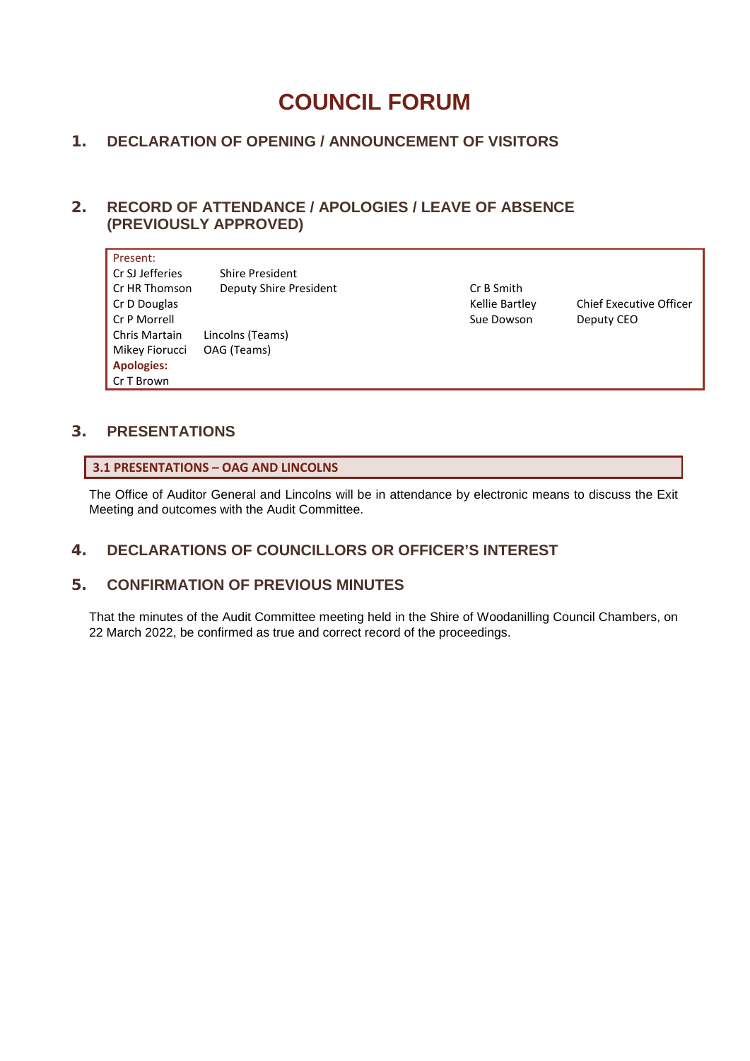# COUNCIL FORUM

## 1. DECLARATION OF OPENING / ANNOUNCEMENT OF VISITORS

## 2. RECORD OF ATTENDANCE / APOLOGIES / LEAVE OF ABSENCE (PREVIOUSLY APPROVED)

Present:

| | | | |
|---|---|---|---|
| Cr SJ Jefferies | Shire President | | |
| Cr HR Thomson | Deputy Shire President | Cr B Smith | |
| Cr D Douglas | | Kellie Bartley | Chief Executive Officer |
| Cr P Morrell | | Sue Dowson | Deputy CEO |
| Chris Martain | Lincolns (Teams) | | |
| Mikey Fiorucci | OAG (Teams) | | |

**Apologies:**

Cr T Brown

## 3. PRESENTATIONS

### 3.1 PRESENTATIONS – OAG AND LINCOLNS

The Office of Auditor General and Lincolns will be in attendance by electronic means to discuss the Exit Meeting and outcomes with the Audit Committee.

## 4. DECLARATIONS OF COUNCILLORS OR OFFICER'S INTEREST

## 5. CONFIRMATION OF PREVIOUS MINUTES

That the minutes of the Audit Committee meeting held in the Shire of Woodanilling Council Chambers, on 22 March 2022, be confirmed as true and correct record of the proceedings.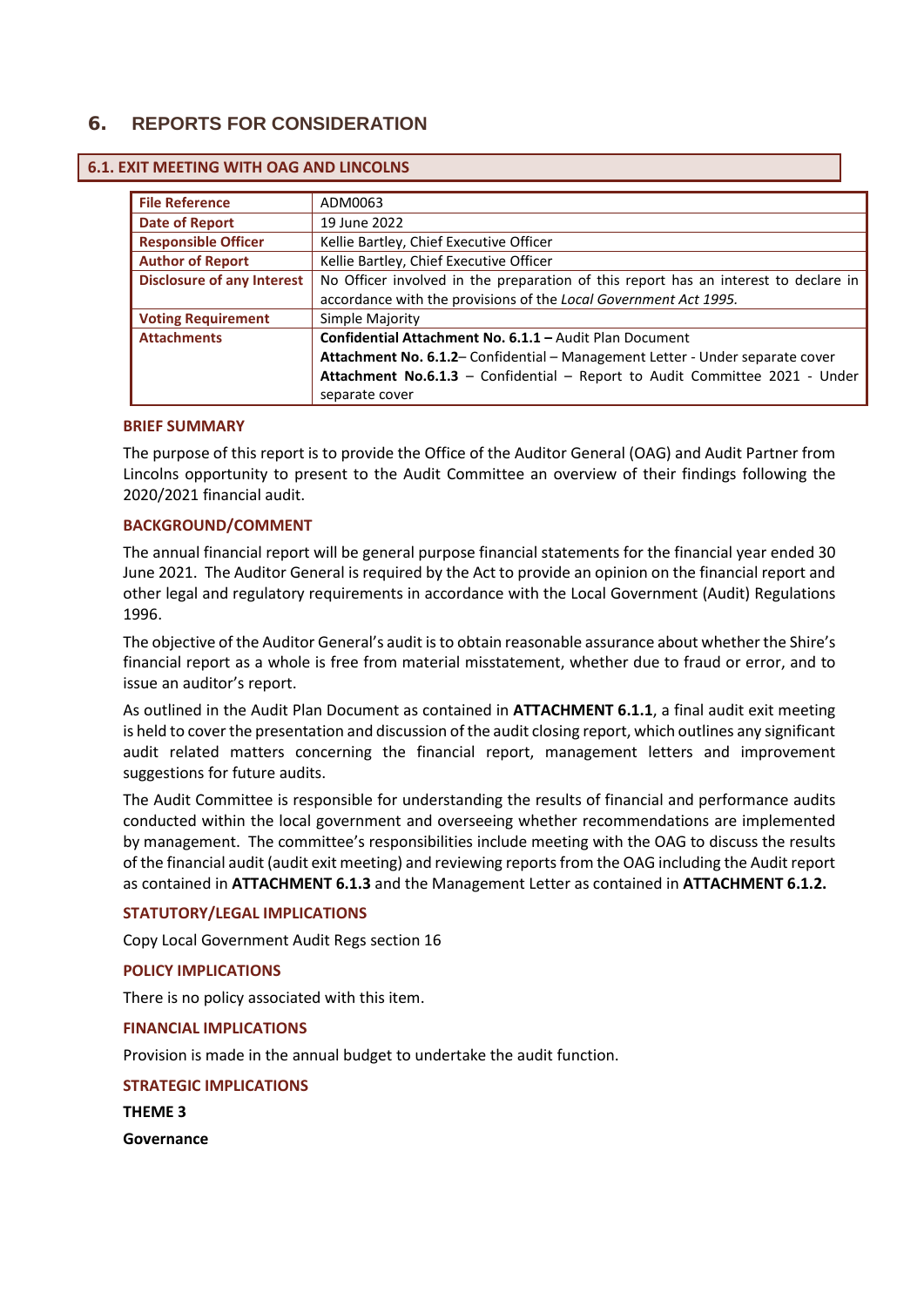# 6. REPORTS FOR CONSIDERATION

## 6.1. EXIT MEETING WITH OAG AND LINCOLNS

| | |
|---|---|
| **File Reference** | ADM0063 |
| **Date of Report** | 19 June 2022 |
| **Responsible Officer** | Kellie Bartley, Chief Executive Officer |
| **Author of Report** | Kellie Bartley, Chief Executive Officer |
| **Disclosure of any Interest** | No Officer involved in the preparation of this report has an interest to declare in accordance with the provisions of the *Local Government Act 1995.* |
| **Voting Requirement** | Simple Majority |
| **Attachments** | **Confidential Attachment No. 6.1.1 –** Audit Plan Document<br>**Attachment No. 6.1.2**– Confidential – Management Letter - Under separate cover<br>**Attachment No.6.1.3** – Confidential – Report to Audit Committee 2021 - Under separate cover |

### BRIEF SUMMARY

The purpose of this report is to provide the Office of the Auditor General (OAG) and Audit Partner from Lincolns opportunity to present to the Audit Committee an overview of their findings following the 2020/2021 financial audit.

### BACKGROUND/COMMENT

The annual financial report will be general purpose financial statements for the financial year ended 30 June 2021. The Auditor General is required by the Act to provide an opinion on the financial report and other legal and regulatory requirements in accordance with the Local Government (Audit) Regulations 1996.

The objective of the Auditor General's audit is to obtain reasonable assurance about whether the Shire's financial report as a whole is free from material misstatement, whether due to fraud or error, and to issue an auditor's report.

As outlined in the Audit Plan Document as contained in **ATTACHMENT 6.1.1**, a final audit exit meeting is held to cover the presentation and discussion of the audit closing report, which outlines any significant audit related matters concerning the financial report, management letters and improvement suggestions for future audits.

The Audit Committee is responsible for understanding the results of financial and performance audits conducted within the local government and overseeing whether recommendations are implemented by management. The committee's responsibilities include meeting with the OAG to discuss the results of the financial audit (audit exit meeting) and reviewing reports from the OAG including the Audit report as contained in **ATTACHMENT 6.1.3** and the Management Letter as contained in **ATTACHMENT 6.1.2.**

### STATUTORY/LEGAL IMPLICATIONS

Copy Local Government Audit Regs section 16

### POLICY IMPLICATIONS

There is no policy associated with this item.

### FINANCIAL IMPLICATIONS

Provision is made in the annual budget to undertake the audit function.

### STRATEGIC IMPLICATIONS

**THEME 3**

**Governance**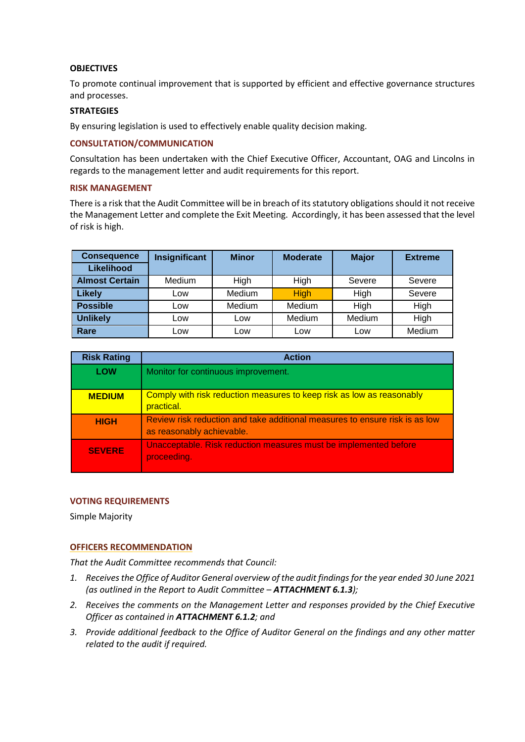**OBJECTIVES**

To promote continual improvement that is supported by efficient and effective governance structures and processes.

**STRATEGIES**

By ensuring legislation is used to effectively enable quality decision making.

## CONSULTATION/COMMUNICATION

Consultation has been undertaken with the Chief Executive Officer, Accountant, OAG and Lincolns in regards to the management letter and audit requirements for this report.

## RISK MANAGEMENT

There is a risk that the Audit Committee will be in breach of its statutory obligations should it not receive the Management Letter and complete the Exit Meeting. Accordingly, it has been assessed that the level of risk is high.

| Consequence / Likelihood | Insignificant | Minor | Moderate | Major | Extreme |
|---|---|---|---|---|---|
| **Almost Certain** | Medium | High | High | Severe | Severe |
| **Likely** | Low | Medium | High | High | Severe |
| **Possible** | Low | Medium | Medium | High | High |
| **Unlikely** | Low | Low | Medium | Medium | High |
| **Rare** | Low | Low | Low | Low | Medium |

| Risk Rating | Action |
|---|---|
| **LOW** | Monitor for continuous improvement. |
| **MEDIUM** | Comply with risk reduction measures to keep risk as low as reasonably practical. |
| **HIGH** | Review risk reduction and take additional measures to ensure risk is as low as reasonably achievable. |
| **SEVERE** | Unacceptable. Risk reduction measures must be implemented before proceeding. |

## VOTING REQUIREMENTS

Simple Majority

## OFFICERS RECOMMENDATION

*That the Audit Committee recommends that Council:*

1. *Receives the Office of Auditor General overview of the audit findings for the year ended 30 June 2021 (as outlined in the Report to Audit Committee –* ***ATTACHMENT 6.1.3****);*
2. *Receives the comments on the Management Letter and responses provided by the Chief Executive Officer as contained in* ***ATTACHMENT 6.1.2****; and*
3. *Provide additional feedback to the Office of Auditor General on the findings and any other matter related to the audit if required.*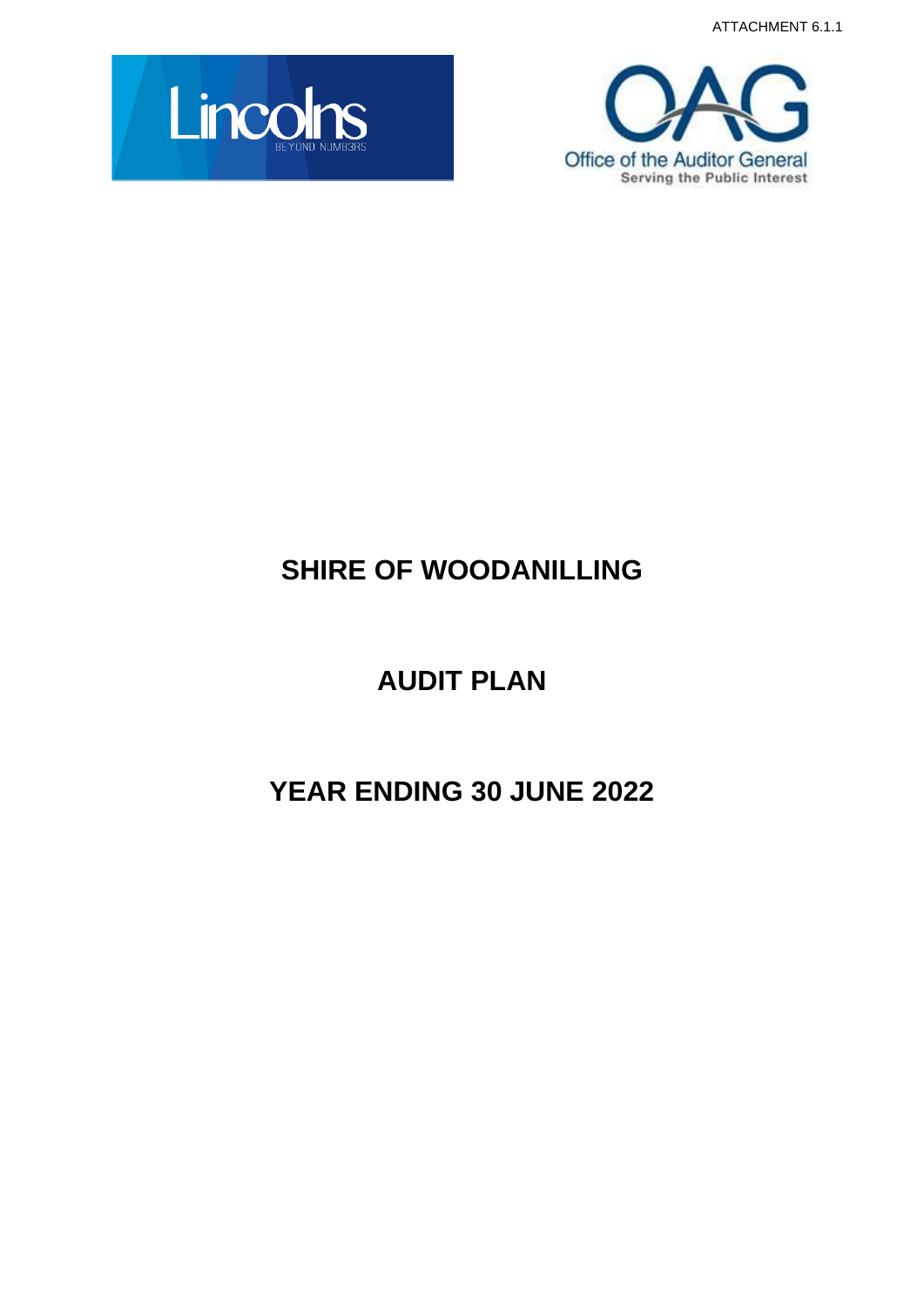ATTACHMENT 6.1.1

Lincolns BEYOND NUMB3RS

Office of the Auditor General
Serving the Public Interest

# SHIRE OF WOODANILLING

# AUDIT PLAN

# YEAR ENDING 30 JUNE 2022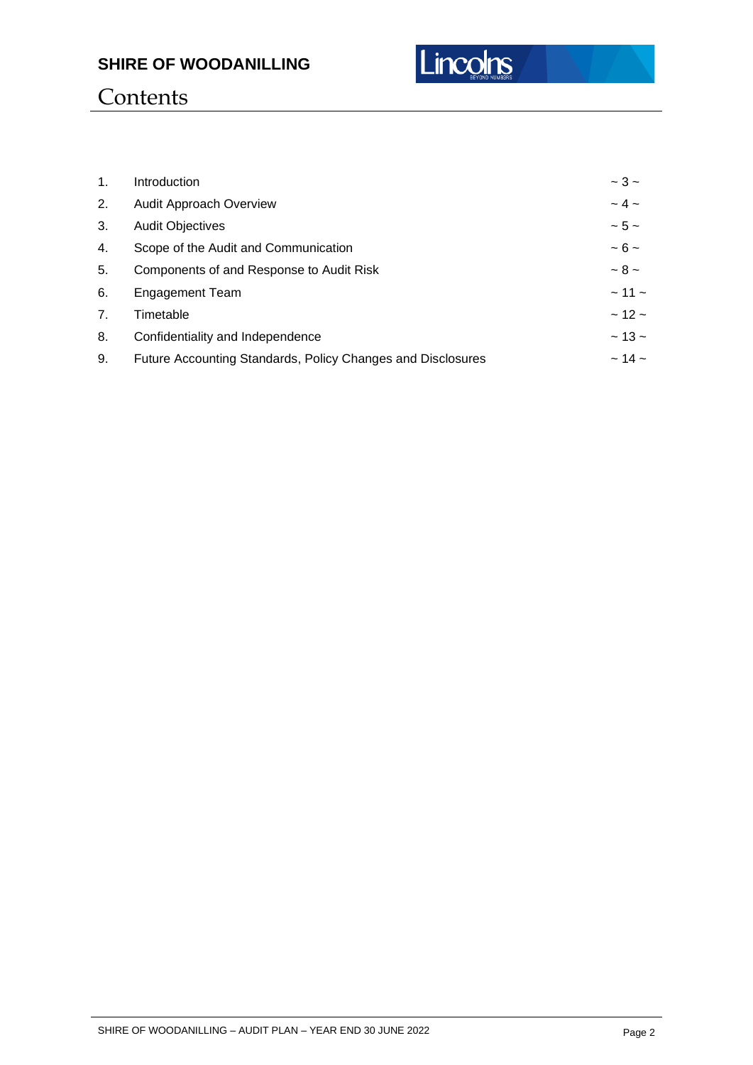# Contents

| | | |
|---|---|---|
| 1. | Introduction | ~ 3 ~ |
| 2. | Audit Approach Overview | ~ 4 ~ |
| 3. | Audit Objectives | ~ 5 ~ |
| 4. | Scope of the Audit and Communication | ~ 6 ~ |
| 5. | Components of and Response to Audit Risk | ~ 8 ~ |
| 6. | Engagement Team | ~ 11 ~ |
| 7. | Timetable | ~ 12 ~ |
| 8. | Confidentiality and Independence | ~ 13 ~ |
| 9. | Future Accounting Standards, Policy Changes and Disclosures | ~ 14 ~ |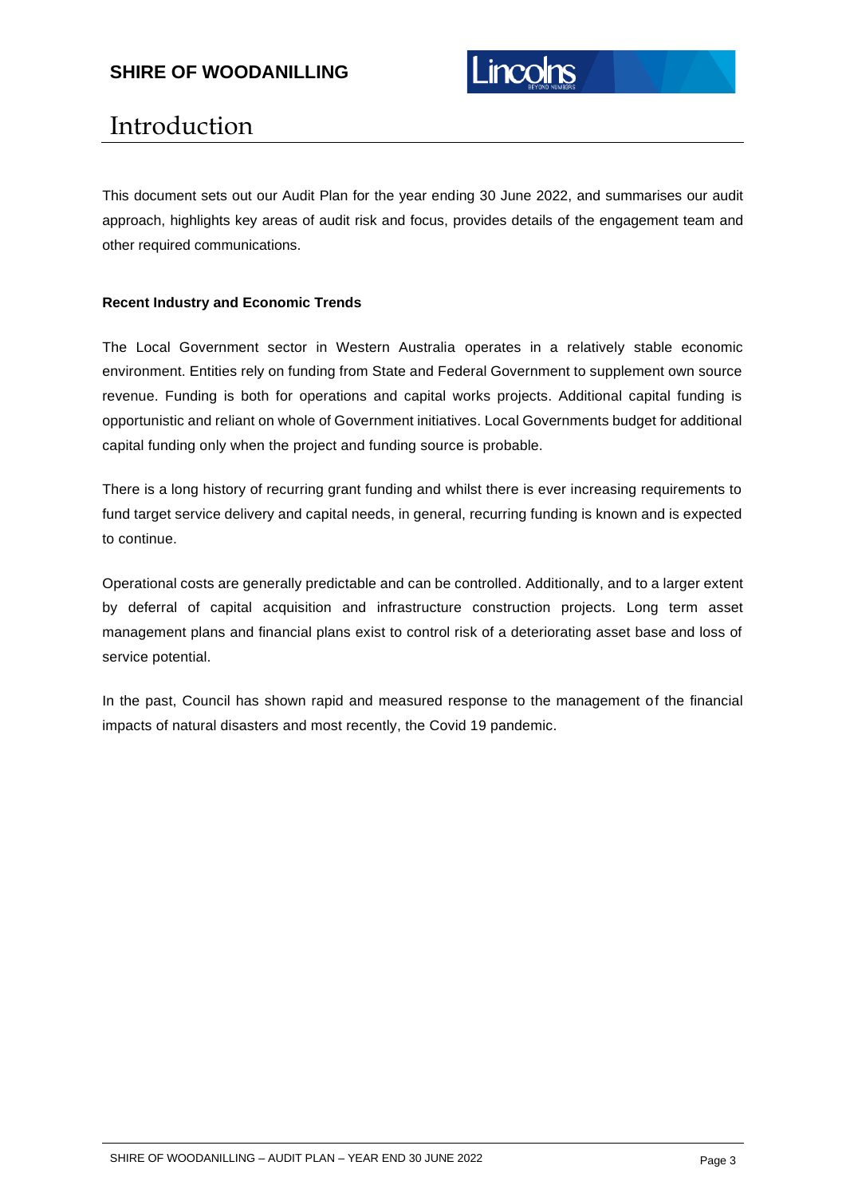# Introduction

This document sets out our Audit Plan for the year ending 30 June 2022, and summarises our audit approach, highlights key areas of audit risk and focus, provides details of the engagement team and other required communications.

**Recent Industry and Economic Trends**

The Local Government sector in Western Australia operates in a relatively stable economic environment. Entities rely on funding from State and Federal Government to supplement own source revenue. Funding is both for operations and capital works projects. Additional capital funding is opportunistic and reliant on whole of Government initiatives. Local Governments budget for additional capital funding only when the project and funding source is probable.

There is a long history of recurring grant funding and whilst there is ever increasing requirements to fund target service delivery and capital needs, in general, recurring funding is known and is expected to continue.

Operational costs are generally predictable and can be controlled. Additionally, and to a larger extent by deferral of capital acquisition and infrastructure construction projects. Long term asset management plans and financial plans exist to control risk of a deteriorating asset base and loss of service potential.

In the past, Council has shown rapid and measured response to the management of the financial impacts of natural disasters and most recently, the Covid 19 pandemic.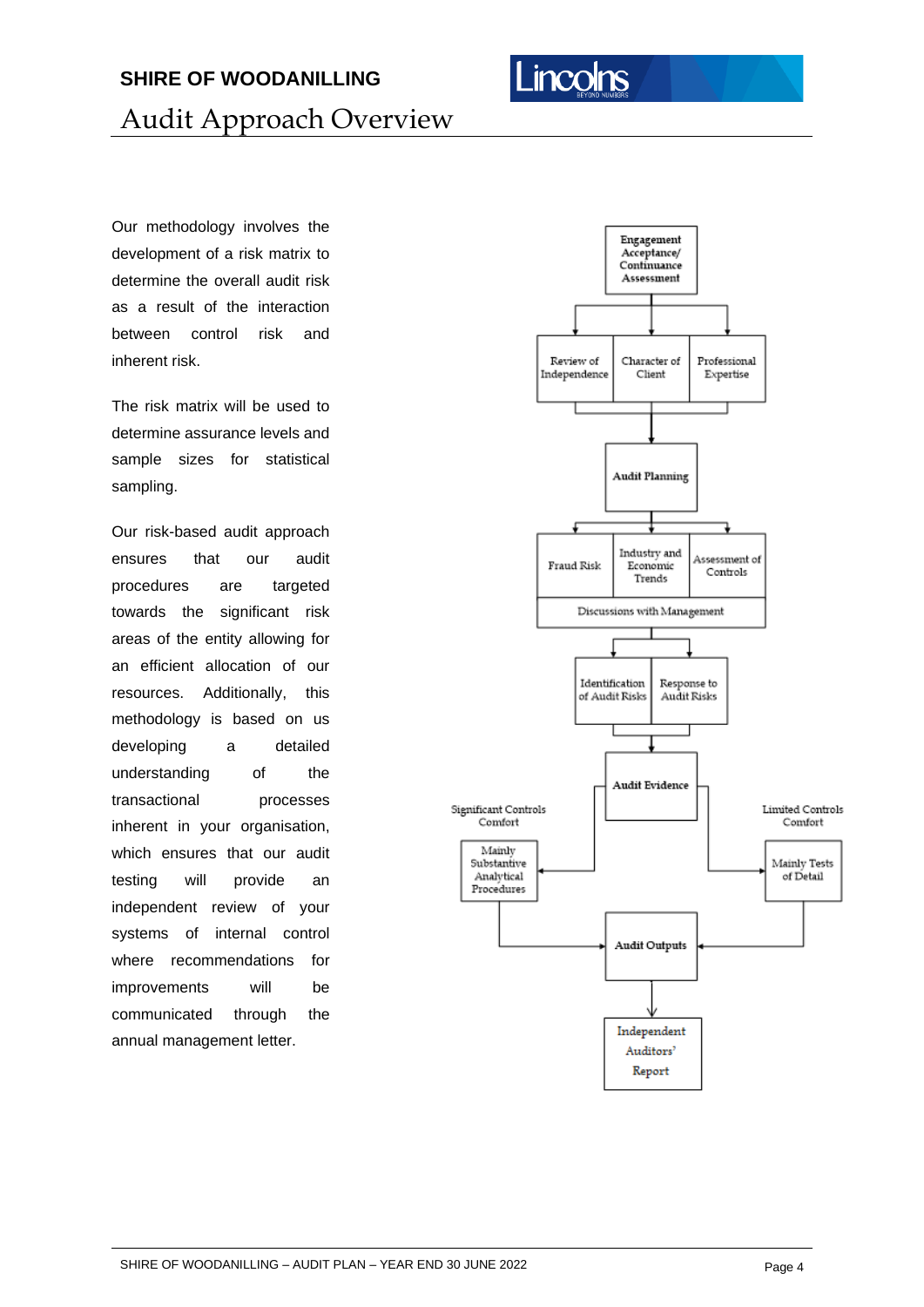# Audit Approach Overview

Our methodology involves the development of a risk matrix to determine the overall audit risk as a result of the interaction between control risk and inherent risk.

The risk matrix will be used to determine assurance levels and sample sizes for statistical sampling.

Our risk-based audit approach ensures that our audit procedures are targeted towards the significant risk areas of the entity allowing for an efficient allocation of our resources. Additionally, this methodology is based on us developing a detailed understanding of the transactional processes inherent in your organisation, which ensures that our audit testing will provide an independent review of your systems of internal control where recommendations for improvements will be communicated through the annual management letter.

Engagement Acceptance/ Continuance Assessment

Review of Independence | Character of Client | Professional Expertise

Audit Planning

Fraud Risk | Industry and Economic Trends | Assessment of Controls

Discussions with Management

Identification of Audit Risks | Response to Audit Risks

Audit Evidence

Significant Controls Comfort: Mainly Substantive Analytical Procedures

Limited Controls Comfort: Mainly Tests of Detail

Audit Outputs

Independent Auditors' Report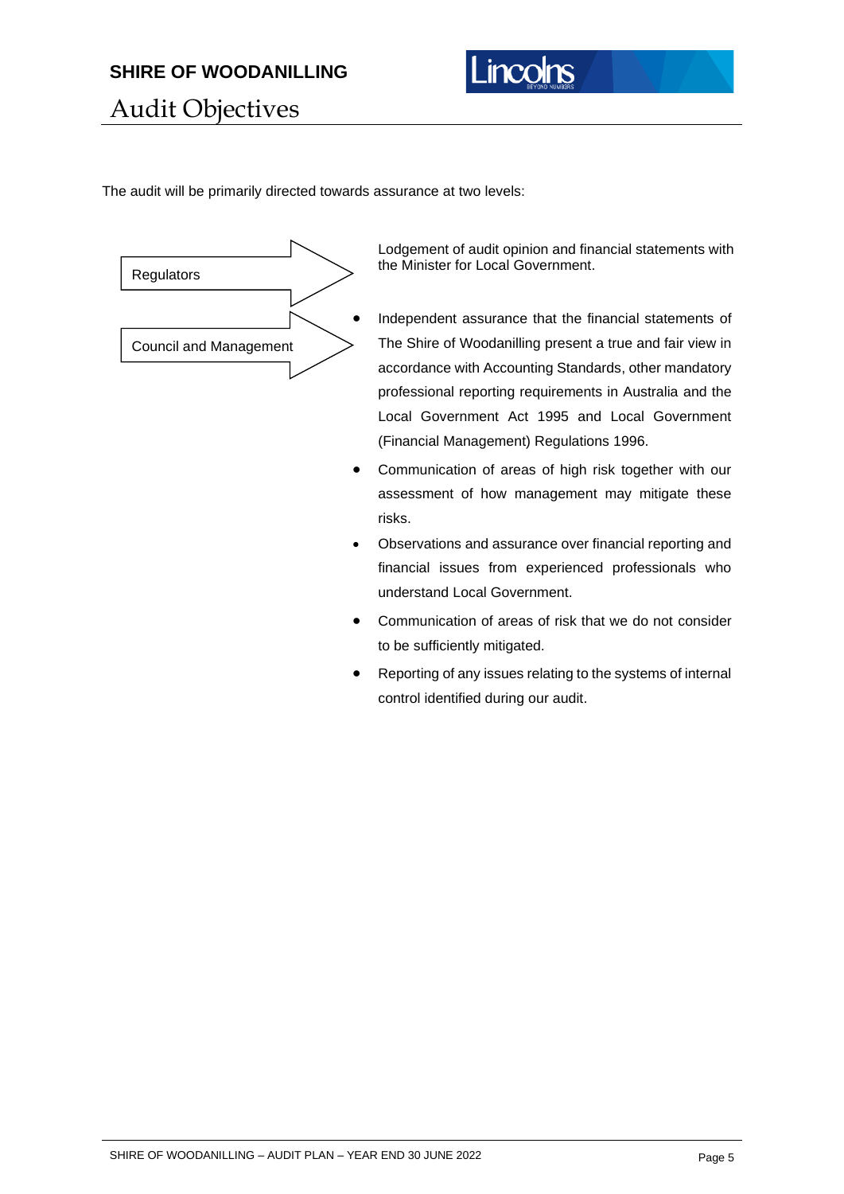# Audit Objectives

The audit will be primarily directed towards assurance at two levels:

**Regulators**

Lodgement of audit opinion and financial statements with the Minister for Local Government.

**Council and Management**

- Independent assurance that the financial statements of The Shire of Woodanilling present a true and fair view in accordance with Accounting Standards, other mandatory professional reporting requirements in Australia and the Local Government Act 1995 and Local Government (Financial Management) Regulations 1996.
- Communication of areas of high risk together with our assessment of how management may mitigate these risks.
- Observations and assurance over financial reporting and financial issues from experienced professionals who understand Local Government.
- Communication of areas of risk that we do not consider to be sufficiently mitigated.
- Reporting of any issues relating to the systems of internal control identified during our audit.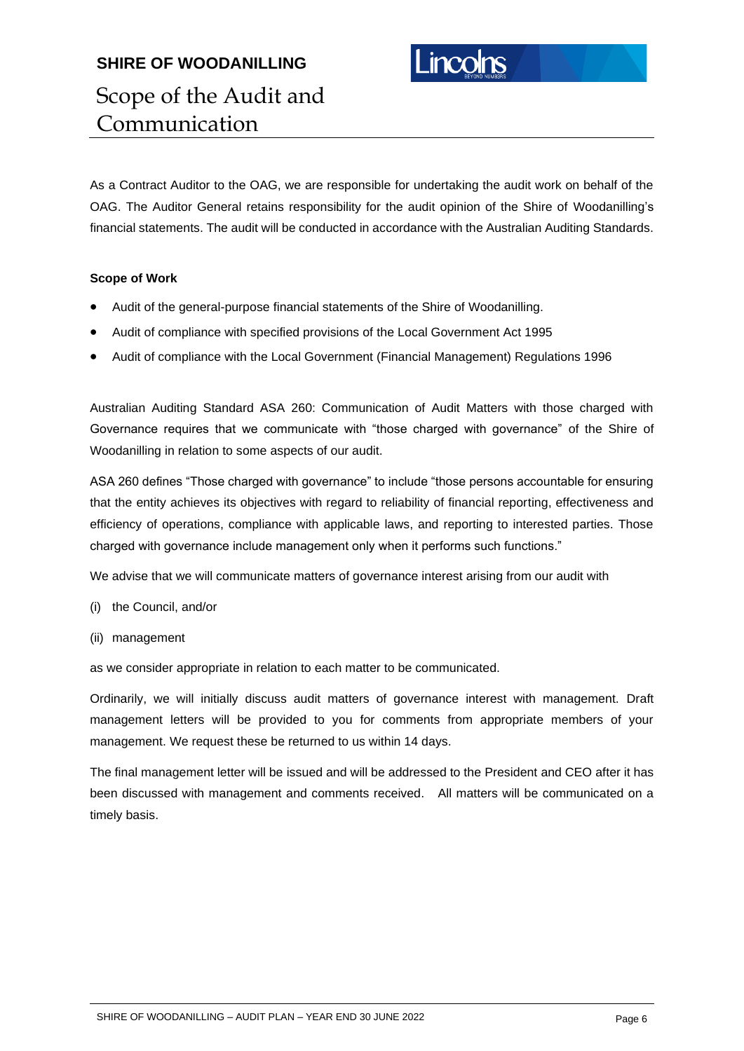**SHIRE OF WOODANILLING**

# Scope of the Audit and Communication

As a Contract Auditor to the OAG, we are responsible for undertaking the audit work on behalf of the OAG. The Auditor General retains responsibility for the audit opinion of the Shire of Woodanilling's financial statements. The audit will be conducted in accordance with the Australian Auditing Standards.

**Scope of Work**

- Audit of the general-purpose financial statements of the Shire of Woodanilling.
- Audit of compliance with specified provisions of the Local Government Act 1995
- Audit of compliance with the Local Government (Financial Management) Regulations 1996

Australian Auditing Standard ASA 260: Communication of Audit Matters with those charged with Governance requires that we communicate with "those charged with governance" of the Shire of Woodanilling in relation to some aspects of our audit.

ASA 260 defines "Those charged with governance" to include "those persons accountable for ensuring that the entity achieves its objectives with regard to reliability of financial reporting, effectiveness and efficiency of operations, compliance with applicable laws, and reporting to interested parties. Those charged with governance include management only when it performs such functions."

We advise that we will communicate matters of governance interest arising from our audit with

(i) the Council, and/or

(ii) management

as we consider appropriate in relation to each matter to be communicated.

Ordinarily, we will initially discuss audit matters of governance interest with management. Draft management letters will be provided to you for comments from appropriate members of your management. We request these be returned to us within 14 days.

The final management letter will be issued and will be addressed to the President and CEO after it has been discussed with management and comments received. All matters will be communicated on a timely basis.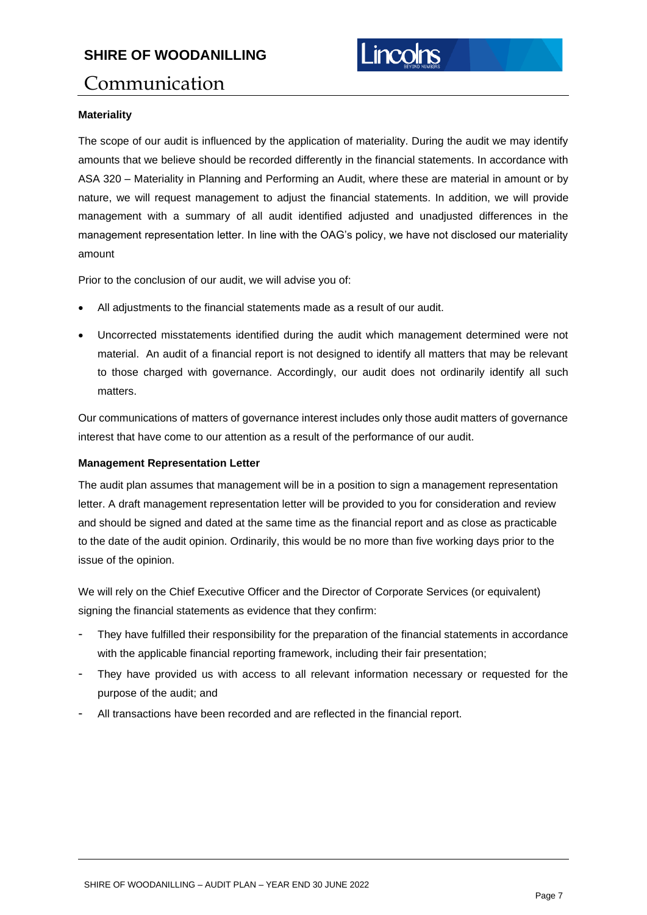# Communication

**Materiality**

The scope of our audit is influenced by the application of materiality. During the audit we may identify amounts that we believe should be recorded differently in the financial statements. In accordance with ASA 320 – Materiality in Planning and Performing an Audit, where these are material in amount or by nature, we will request management to adjust the financial statements. In addition, we will provide management with a summary of all audit identified adjusted and unadjusted differences in the management representation letter. In line with the OAG's policy, we have not disclosed our materiality amount

Prior to the conclusion of our audit, we will advise you of:

- All adjustments to the financial statements made as a result of our audit.
- Uncorrected misstatements identified during the audit which management determined were not material. An audit of a financial report is not designed to identify all matters that may be relevant to those charged with governance. Accordingly, our audit does not ordinarily identify all such matters.

Our communications of matters of governance interest includes only those audit matters of governance interest that have come to our attention as a result of the performance of our audit.

**Management Representation Letter**

The audit plan assumes that management will be in a position to sign a management representation letter. A draft management representation letter will be provided to you for consideration and review and should be signed and dated at the same time as the financial report and as close as practicable to the date of the audit opinion. Ordinarily, this would be no more than five working days prior to the issue of the opinion.

We will rely on the Chief Executive Officer and the Director of Corporate Services (or equivalent) signing the financial statements as evidence that they confirm:

- They have fulfilled their responsibility for the preparation of the financial statements in accordance with the applicable financial reporting framework, including their fair presentation;
- They have provided us with access to all relevant information necessary or requested for the purpose of the audit; and
- All transactions have been recorded and are reflected in the financial report.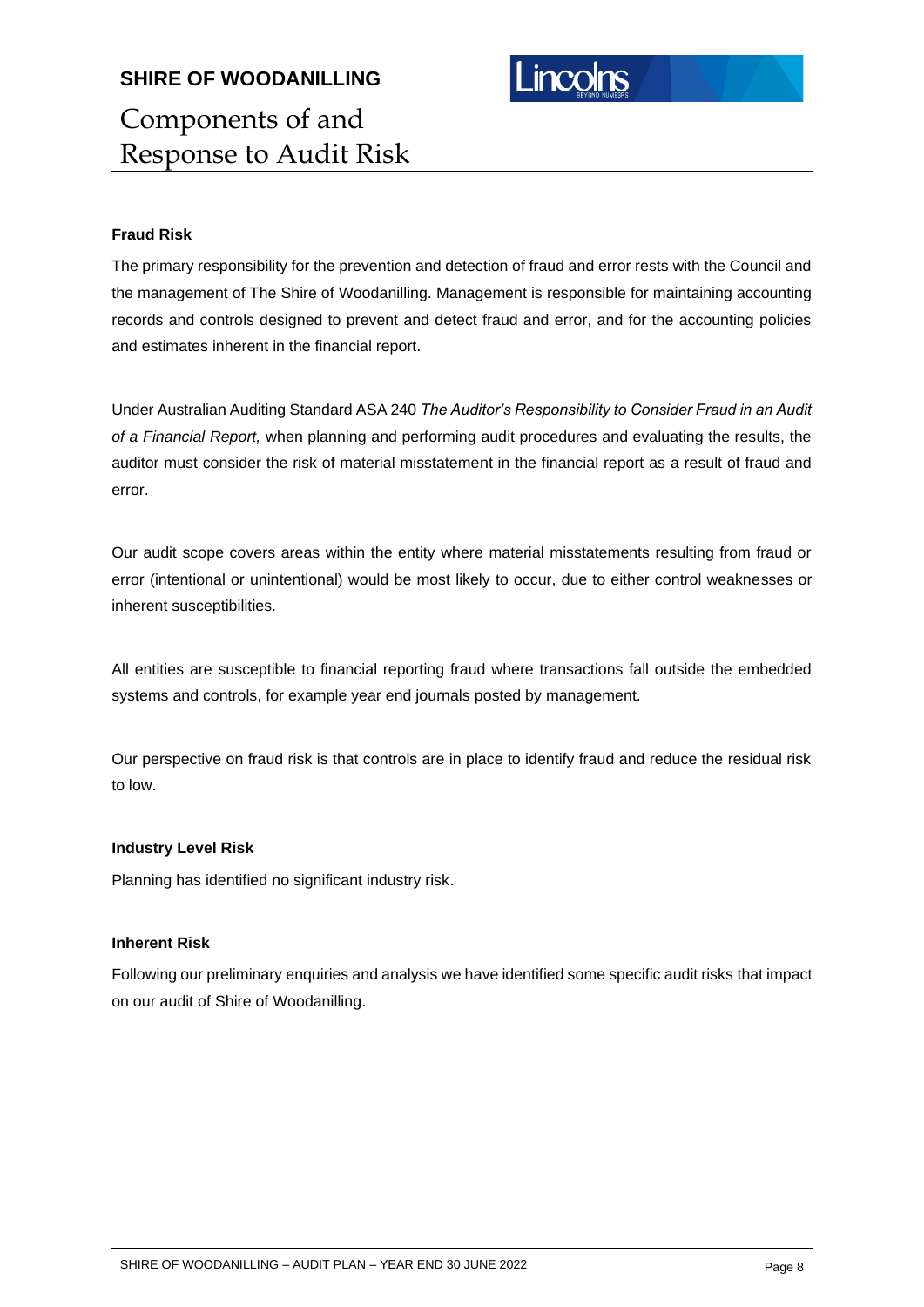# Components of and Response to Audit Risk

**Fraud Risk**

The primary responsibility for the prevention and detection of fraud and error rests with the Council and the management of The Shire of Woodanilling. Management is responsible for maintaining accounting records and controls designed to prevent and detect fraud and error, and for the accounting policies and estimates inherent in the financial report.

Under Australian Auditing Standard ASA 240 *The Auditor's Responsibility to Consider Fraud in an Audit of a Financial Report,* when planning and performing audit procedures and evaluating the results, the auditor must consider the risk of material misstatement in the financial report as a result of fraud and error.

Our audit scope covers areas within the entity where material misstatements resulting from fraud or error (intentional or unintentional) would be most likely to occur, due to either control weaknesses or inherent susceptibilities.

All entities are susceptible to financial reporting fraud where transactions fall outside the embedded systems and controls, for example year end journals posted by management.

Our perspective on fraud risk is that controls are in place to identify fraud and reduce the residual risk to low.

**Industry Level Risk**

Planning has identified no significant industry risk.

**Inherent Risk**

Following our preliminary enquiries and analysis we have identified some specific audit risks that impact on our audit of Shire of Woodanilling.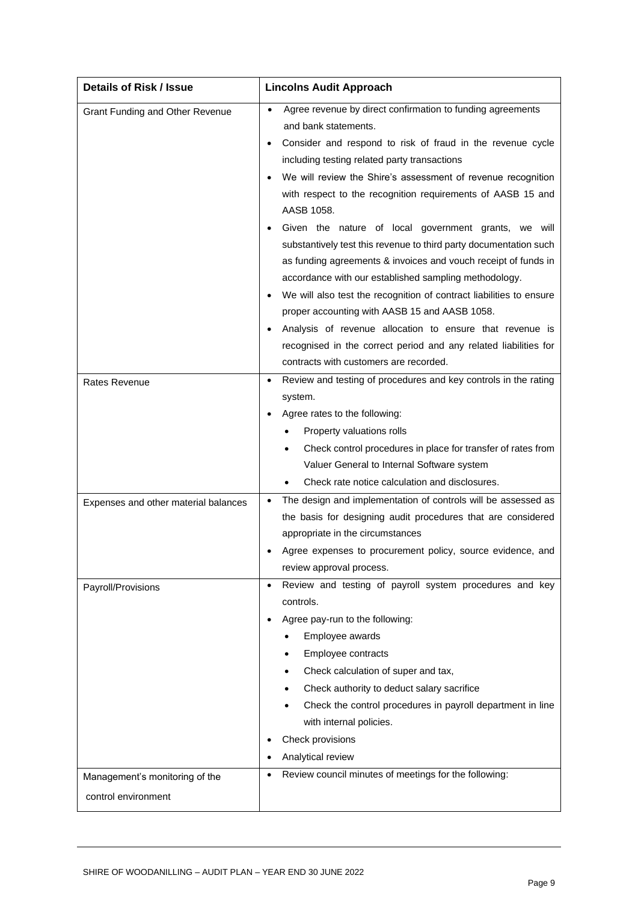| Details of Risk / Issue | Lincolns Audit Approach |
| --- | --- |
| Grant Funding and Other Revenue | • Agree revenue by direct confirmation to funding agreements and bank statements.<br>• Consider and respond to risk of fraud in the revenue cycle including testing related party transactions<br>• We will review the Shire's assessment of revenue recognition with respect to the recognition requirements of AASB 15 and AASB 1058.<br>• Given the nature of local government grants, we will substantively test this revenue to third party documentation such as funding agreements & invoices and vouch receipt of funds in accordance with our established sampling methodology.<br>• We will also test the recognition of contract liabilities to ensure proper accounting with AASB 15 and AASB 1058.<br>• Analysis of revenue allocation to ensure that revenue is recognised in the correct period and any related liabilities for contracts with customers are recorded. |
| Rates Revenue | • Review and testing of procedures and key controls in the rating system.<br>• Agree rates to the following:<br>&nbsp;&nbsp;&nbsp;&nbsp;• Property valuations rolls<br>&nbsp;&nbsp;&nbsp;&nbsp;• Check control procedures in place for transfer of rates from Valuer General to Internal Software system<br>&nbsp;&nbsp;&nbsp;&nbsp;• Check rate notice calculation and disclosures. |
| Expenses and other material balances | • The design and implementation of controls will be assessed as the basis for designing audit procedures that are considered appropriate in the circumstances<br>• Agree expenses to procurement policy, source evidence, and review approval process. |
| Payroll/Provisions | • Review and testing of payroll system procedures and key controls.<br>• Agree pay-run to the following:<br>&nbsp;&nbsp;&nbsp;&nbsp;• Employee awards<br>&nbsp;&nbsp;&nbsp;&nbsp;• Employee contracts<br>&nbsp;&nbsp;&nbsp;&nbsp;• Check calculation of super and tax,<br>&nbsp;&nbsp;&nbsp;&nbsp;• Check authority to deduct salary sacrifice<br>&nbsp;&nbsp;&nbsp;&nbsp;• Check the control procedures in payroll department in line with internal policies.<br>• Check provisions<br>• Analytical review |
| Management's monitoring of the control environment | • Review council minutes of meetings for the following: |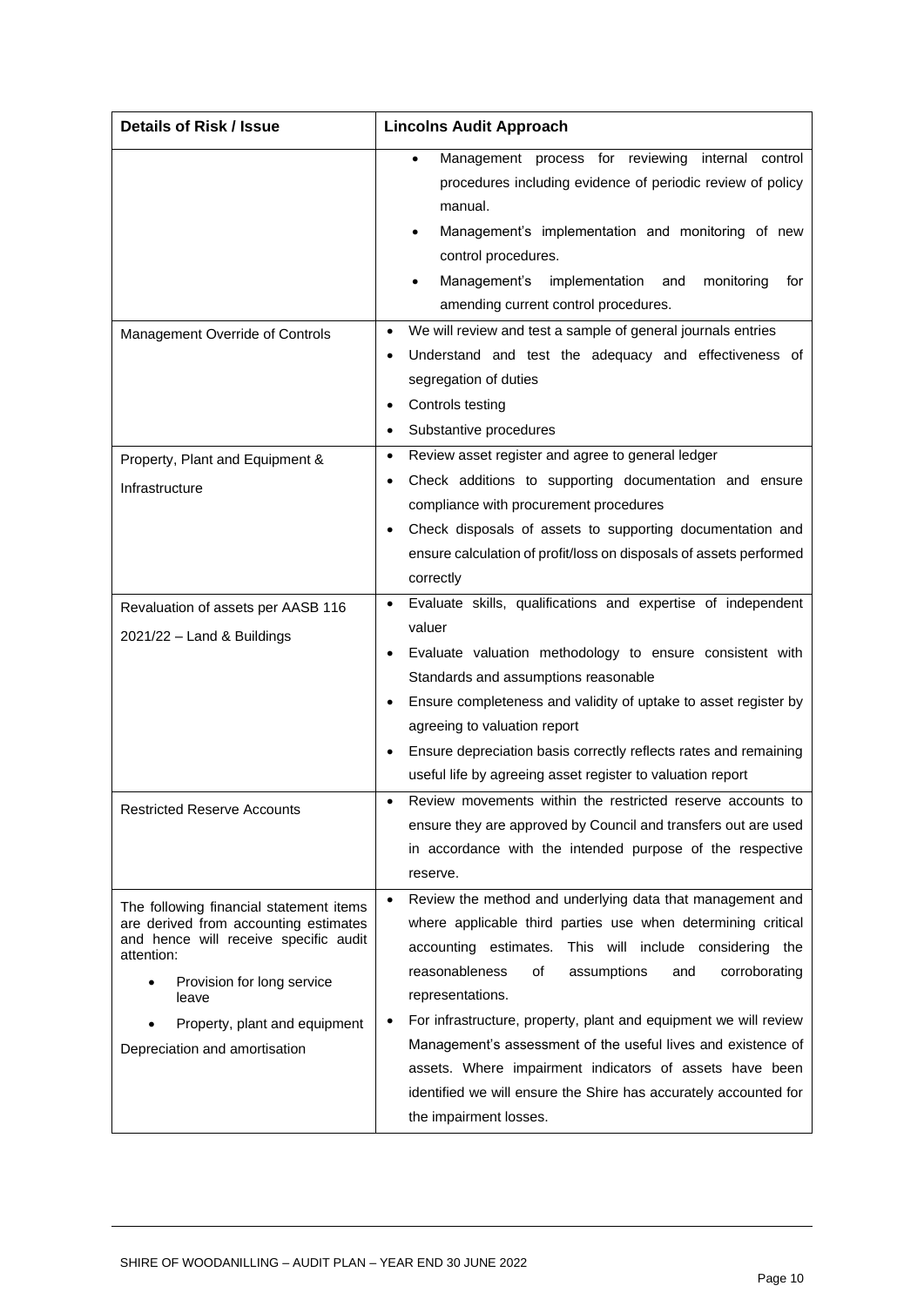| Details of Risk / Issue | Lincolns Audit Approach |
|---|---|
| | • Management process for reviewing internal control procedures including evidence of periodic review of policy manual.<br>• Management's implementation and monitoring of new control procedures.<br>• Management's implementation and monitoring for amending current control procedures. |
| Management Override of Controls | • We will review and test a sample of general journals entries<br>• Understand and test the adequacy and effectiveness of segregation of duties<br>• Controls testing<br>• Substantive procedures |
| Property, Plant and Equipment & Infrastructure | • Review asset register and agree to general ledger<br>• Check additions to supporting documentation and ensure compliance with procurement procedures<br>• Check disposals of assets to supporting documentation and ensure calculation of profit/loss on disposals of assets performed correctly |
| Revaluation of assets per AASB 116 2021/22 – Land & Buildings | • Evaluate skills, qualifications and expertise of independent valuer<br>• Evaluate valuation methodology to ensure consistent with Standards and assumptions reasonable<br>• Ensure completeness and validity of uptake to asset register by agreeing to valuation report<br>• Ensure depreciation basis correctly reflects rates and remaining useful life by agreeing asset register to valuation report |
| Restricted Reserve Accounts | • Review movements within the restricted reserve accounts to ensure they are approved by Council and transfers out are used in accordance with the intended purpose of the respective reserve. |
| The following financial statement items are derived from accounting estimates and hence will receive specific audit attention:<br>• Provision for long service leave<br>• Property, plant and equipment<br>Depreciation and amortisation | • Review the method and underlying data that management and where applicable third parties use when determining critical accounting estimates. This will include considering the reasonableness of assumptions and corroborating representations.<br>• For infrastructure, property, plant and equipment we will review Management's assessment of the useful lives and existence of assets. Where impairment indicators of assets have been identified we will ensure the Shire has accurately accounted for the impairment losses. |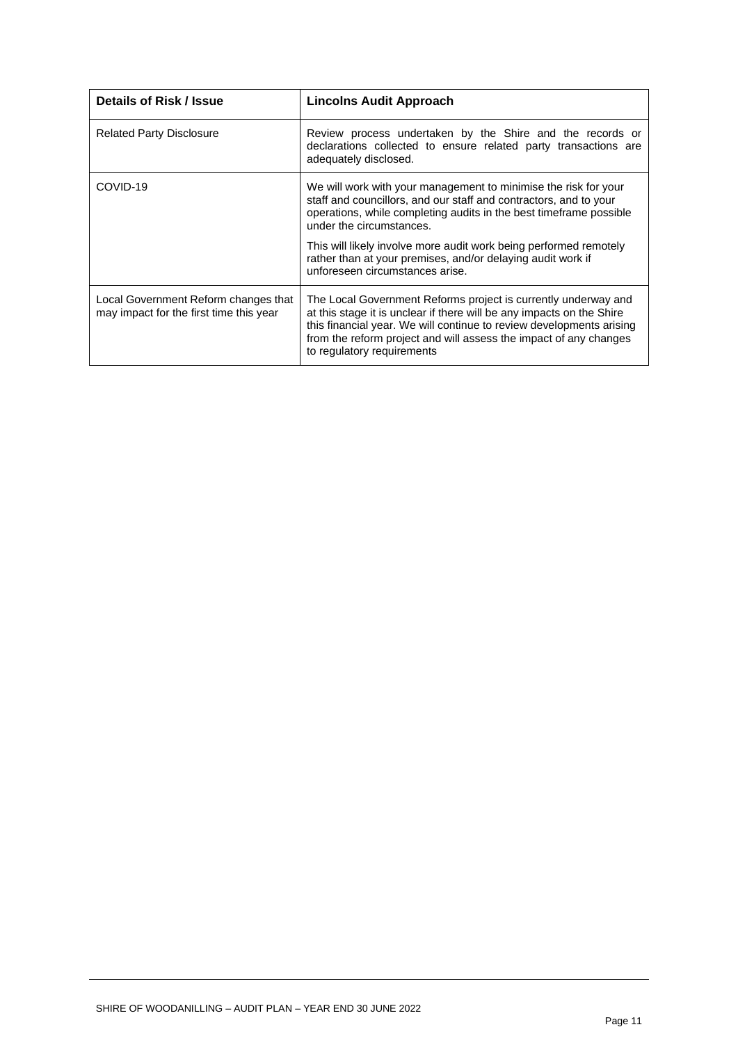| Details of Risk / Issue | Lincolns Audit Approach |
|---|---|
| Related Party Disclosure | Review process undertaken by the Shire and the records or declarations collected to ensure related party transactions are adequately disclosed. |
| COVID-19 | We will work with your management to minimise the risk for your staff and councillors, and our staff and contractors, and to your operations, while completing audits in the best timeframe possible under the circumstances.<br><br>This will likely involve more audit work being performed remotely rather than at your premises, and/or delaying audit work if unforeseen circumstances arise. |
| Local Government Reform changes that may impact for the first time this year | The Local Government Reforms project is currently underway and at this stage it is unclear if there will be any impacts on the Shire this financial year. We will continue to review developments arising from the reform project and will assess the impact of any changes to regulatory requirements |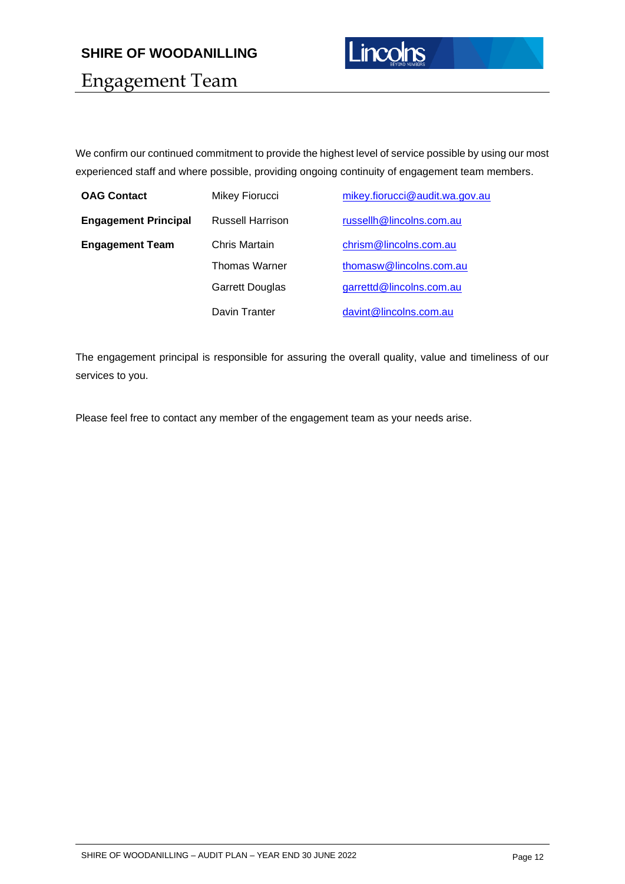## Engagement Team

We confirm our continued commitment to provide the highest level of service possible by using our most experienced staff and where possible, providing ongoing continuity of engagement team members.

| | | |
|---|---|---|
| **OAG Contact** | Mikey Fiorucci | mikey.fiorucci@audit.wa.gov.au |
| **Engagement Principal** | Russell Harrison | russellh@lincolns.com.au |
| **Engagement Team** | Chris Martain | chrism@lincolns.com.au |
| | Thomas Warner | thomasw@lincolns.com.au |
| | Garrett Douglas | garrettd@lincolns.com.au |
| | Davin Tranter | davint@lincolns.com.au |

The engagement principal is responsible for assuring the overall quality, value and timeliness of our services to you.

Please feel free to contact any member of the engagement team as your needs arise.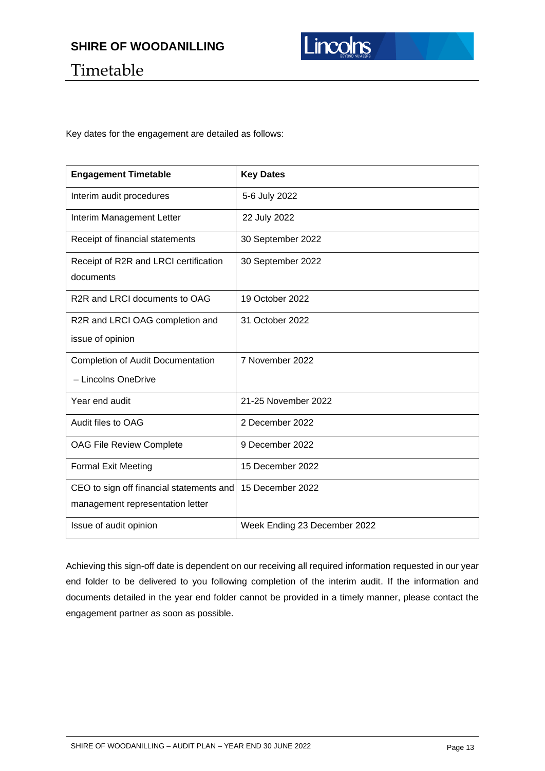# Timetable

Key dates for the engagement are detailed as follows:

| Engagement Timetable | Key Dates |
|---|---|
| Interim audit procedures | 5-6 July 2022 |
| Interim Management Letter | 22 July 2022 |
| Receipt of financial statements | 30 September 2022 |
| Receipt of R2R and LRCI certification documents | 30 September 2022 |
| R2R and LRCI documents to OAG | 19 October 2022 |
| R2R and LRCI OAG completion and issue of opinion | 31 October 2022 |
| Completion of Audit Documentation – Lincolns OneDrive | 7 November 2022 |
| Year end audit | 21-25 November 2022 |
| Audit files to OAG | 2 December 2022 |
| OAG File Review Complete | 9 December 2022 |
| Formal Exit Meeting | 15 December 2022 |
| CEO to sign off financial statements and management representation letter | 15 December 2022 |
| Issue of audit opinion | Week Ending 23 December 2022 |

Achieving this sign-off date is dependent on our receiving all required information requested in our year end folder to be delivered to you following completion of the interim audit. If the information and documents detailed in the year end folder cannot be provided in a timely manner, please contact the engagement partner as soon as possible.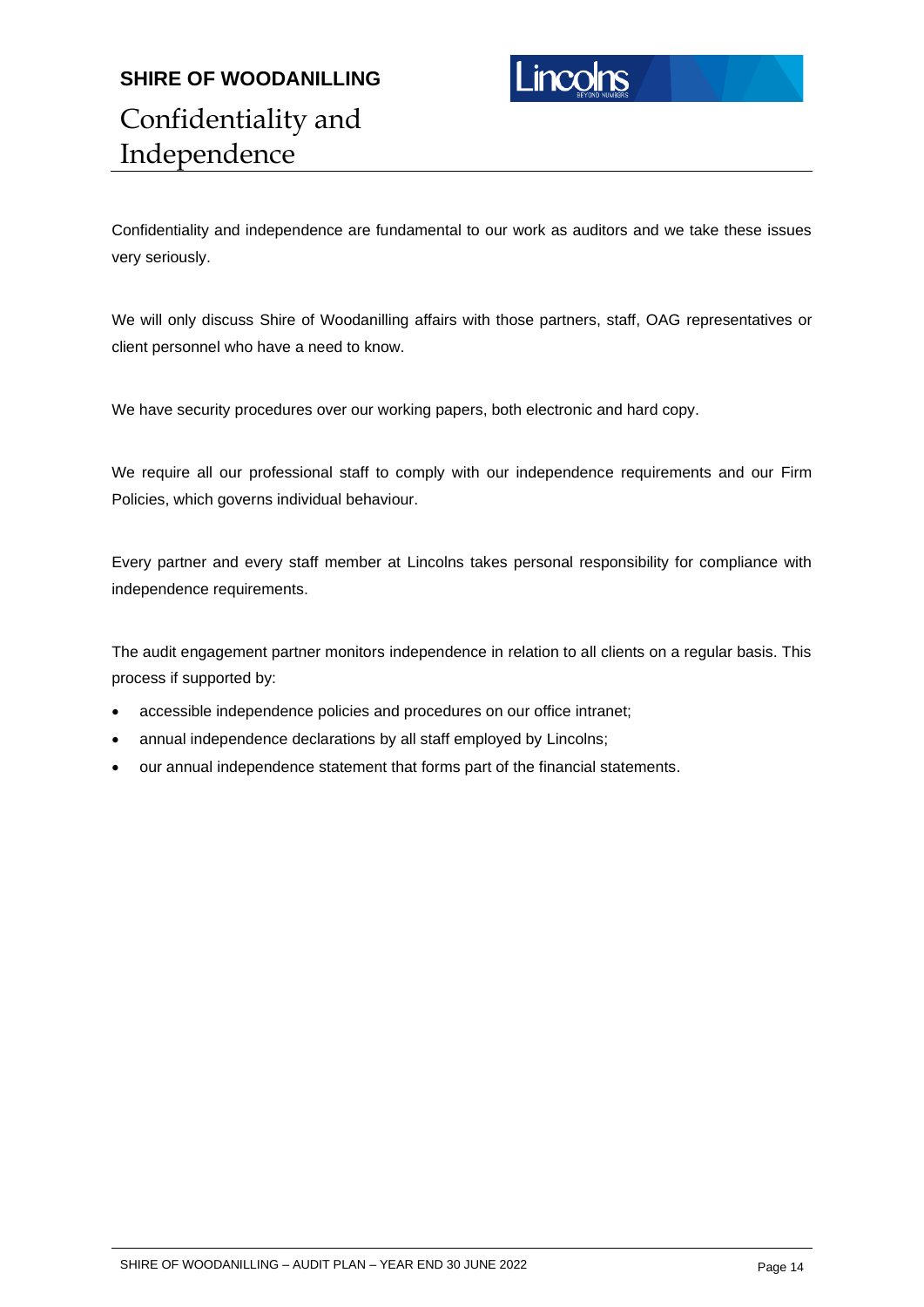# Confidentiality and Independence

Confidentiality and independence are fundamental to our work as auditors and we take these issues very seriously.

We will only discuss Shire of Woodanilling affairs with those partners, staff, OAG representatives or client personnel who have a need to know.

We have security procedures over our working papers, both electronic and hard copy.

We require all our professional staff to comply with our independence requirements and our Firm Policies, which governs individual behaviour.

Every partner and every staff member at Lincolns takes personal responsibility for compliance with independence requirements.

The audit engagement partner monitors independence in relation to all clients on a regular basis. This process if supported by:

- accessible independence policies and procedures on our office intranet;
- annual independence declarations by all staff employed by Lincolns;
- our annual independence statement that forms part of the financial statements.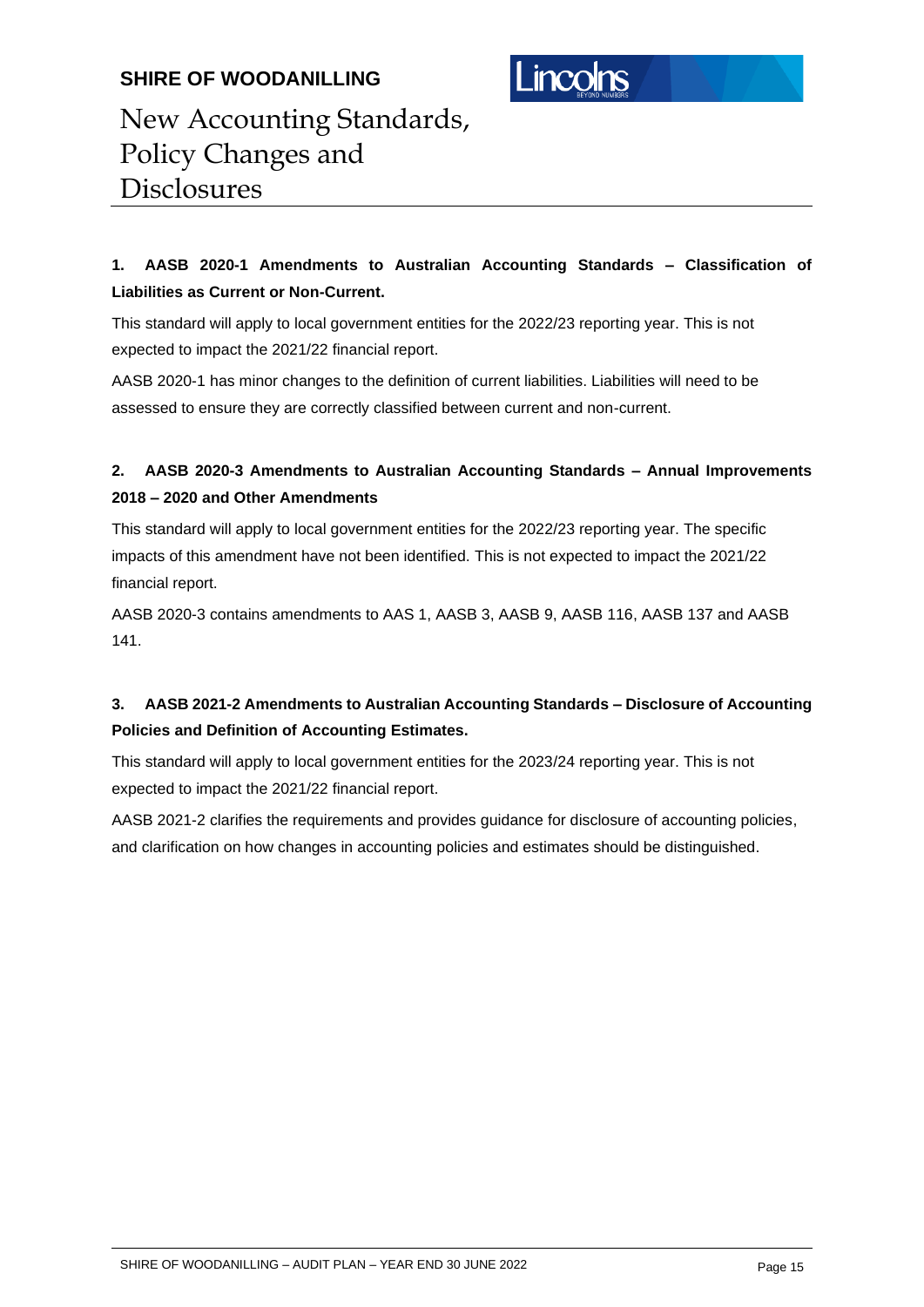# New Accounting Standards, Policy Changes and Disclosures

**1. AASB 2020-1 Amendments to Australian Accounting Standards – Classification of Liabilities as Current or Non-Current.**

This standard will apply to local government entities for the 2022/23 reporting year. This is not expected to impact the 2021/22 financial report.

AASB 2020-1 has minor changes to the definition of current liabilities. Liabilities will need to be assessed to ensure they are correctly classified between current and non-current.

**2. AASB 2020-3 Amendments to Australian Accounting Standards – Annual Improvements 2018 – 2020 and Other Amendments**

This standard will apply to local government entities for the 2022/23 reporting year. The specific impacts of this amendment have not been identified. This is not expected to impact the 2021/22 financial report.

AASB 2020-3 contains amendments to AAS 1, AASB 3, AASB 9, AASB 116, AASB 137 and AASB 141.

**3. AASB 2021-2 Amendments to Australian Accounting Standards – Disclosure of Accounting Policies and Definition of Accounting Estimates.**

This standard will apply to local government entities for the 2023/24 reporting year. This is not expected to impact the 2021/22 financial report.

AASB 2021-2 clarifies the requirements and provides guidance for disclosure of accounting policies, and clarification on how changes in accounting policies and estimates should be distinguished.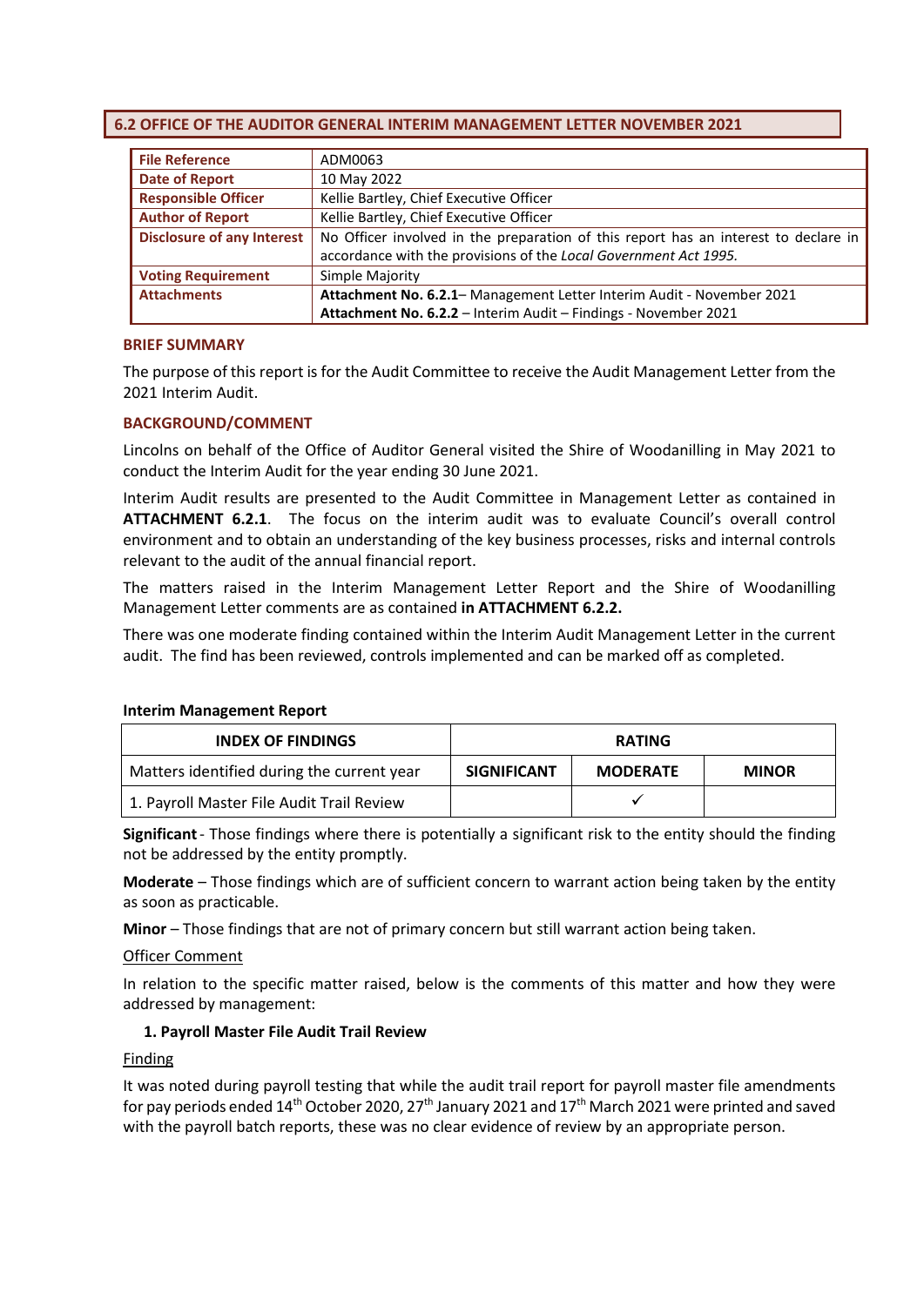## 6.2 OFFICE OF THE AUDITOR GENERAL INTERIM MANAGEMENT LETTER NOVEMBER 2021

| | |
|---|---|
| **File Reference** | ADM0063 |
| **Date of Report** | 10 May 2022 |
| **Responsible Officer** | Kellie Bartley, Chief Executive Officer |
| **Author of Report** | Kellie Bartley, Chief Executive Officer |
| **Disclosure of any Interest** | No Officer involved in the preparation of this report has an interest to declare in accordance with the provisions of the *Local Government Act 1995.* |
| **Voting Requirement** | Simple Majority |
| **Attachments** | **Attachment No. 6.2.1**– Management Letter Interim Audit - November 2021<br>**Attachment No. 6.2.2** – Interim Audit – Findings - November 2021 |

### BRIEF SUMMARY

The purpose of this report is for the Audit Committee to receive the Audit Management Letter from the 2021 Interim Audit.

### BACKGROUND/COMMENT

Lincolns on behalf of the Office of Auditor General visited the Shire of Woodanilling in May 2021 to conduct the Interim Audit for the year ending 30 June 2021.

Interim Audit results are presented to the Audit Committee in Management Letter as contained in **ATTACHMENT 6.2.1**. The focus on the interim audit was to evaluate Council's overall control environment and to obtain an understanding of the key business processes, risks and internal controls relevant to the audit of the annual financial report.

The matters raised in the Interim Management Letter Report and the Shire of Woodanilling Management Letter comments are as contained **in ATTACHMENT 6.2.2.**

There was one moderate finding contained within the Interim Audit Management Letter in the current audit. The find has been reviewed, controls implemented and can be marked off as completed.

**Interim Management Report**

| INDEX OF FINDINGS | RATING | | |
|---|---|---|---|
| Matters identified during the current year | **SIGNIFICANT** | **MODERATE** | **MINOR** |
| 1. Payroll Master File Audit Trail Review | | ✓ | |

**Significant** - Those findings where there is potentially a significant risk to the entity should the finding not be addressed by the entity promptly.

**Moderate** – Those findings which are of sufficient concern to warrant action being taken by the entity as soon as practicable.

**Minor** – Those findings that are not of primary concern but still warrant action being taken.

Officer Comment

In relation to the specific matter raised, below is the comments of this matter and how they were addressed by management:

**1. Payroll Master File Audit Trail Review**

Finding

It was noted during payroll testing that while the audit trail report for payroll master file amendments for pay periods ended 14th October 2020, 27th January 2021 and 17th March 2021 were printed and saved with the payroll batch reports, these was no clear evidence of review by an appropriate person.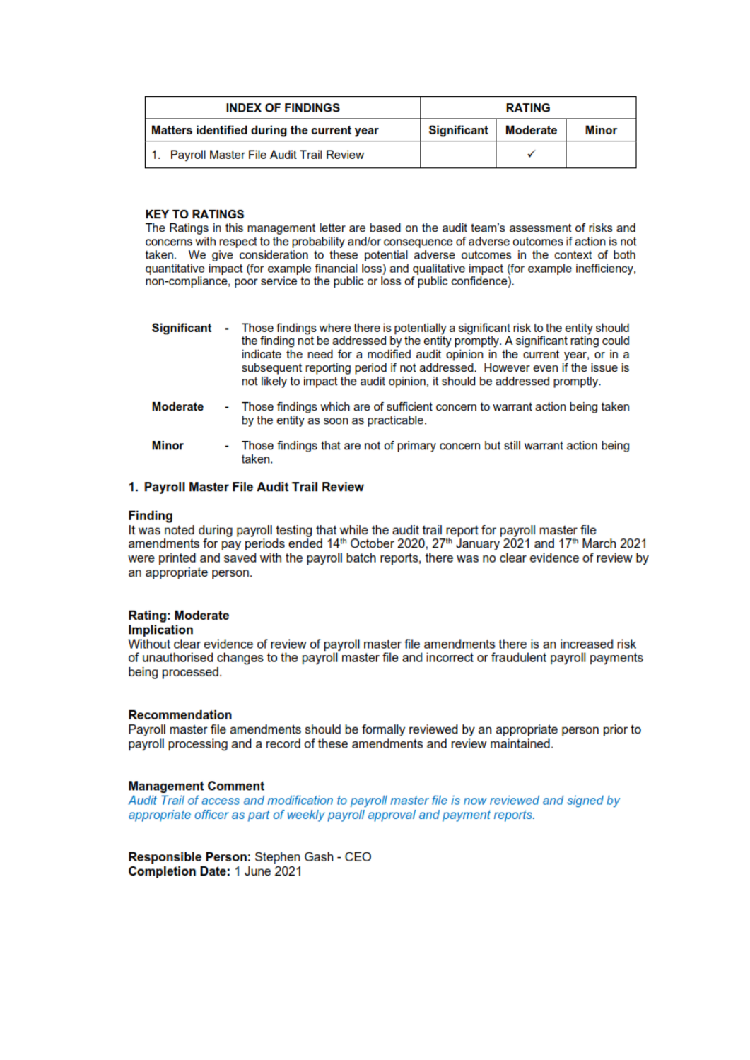| INDEX OF FINDINGS | RATING | | |
|---|---|---|---|
| **Matters identified during the current year** | **Significant** | **Moderate** | **Minor** |
| 1. Payroll Master File Audit Trail Review | | ✓ | |

**KEY TO RATINGS**

The Ratings in this management letter are based on the audit team's assessment of risks and concerns with respect to the probability and/or consequence of adverse outcomes if action is not taken. We give consideration to these potential adverse outcomes in the context of both quantitative impact (for example financial loss) and qualitative impact (for example inefficiency, non-compliance, poor service to the public or loss of public confidence).

**Significant** - Those findings where there is potentially a significant risk to the entity should the finding not be addressed by the entity promptly. A significant rating could indicate the need for a modified audit opinion in the current year, or in a subsequent reporting period if not addressed. However even if the issue is not likely to impact the audit opinion, it should be addressed promptly.

**Moderate** - Those findings which are of sufficient concern to warrant action being taken by the entity as soon as practicable.

**Minor** - Those findings that are not of primary concern but still warrant action being taken.

## 1. Payroll Master File Audit Trail Review

**Finding**

It was noted during payroll testing that while the audit trail report for payroll master file amendments for pay periods ended 14th October 2020, 27th January 2021 and 17th March 2021 were printed and saved with the payroll batch reports, there was no clear evidence of review by an appropriate person.

**Rating: Moderate**

**Implication**

Without clear evidence of review of payroll master file amendments there is an increased risk of unauthorised changes to the payroll master file and incorrect or fraudulent payroll payments being processed.

**Recommendation**

Payroll master file amendments should be formally reviewed by an appropriate person prior to payroll processing and a record of these amendments and review maintained.

**Management Comment**

*Audit Trail of access and modification to payroll master file is now reviewed and signed by appropriate officer as part of weekly payroll approval and payment reports.*

**Responsible Person:** Stephen Gash - CEO

**Completion Date:** 1 June 2021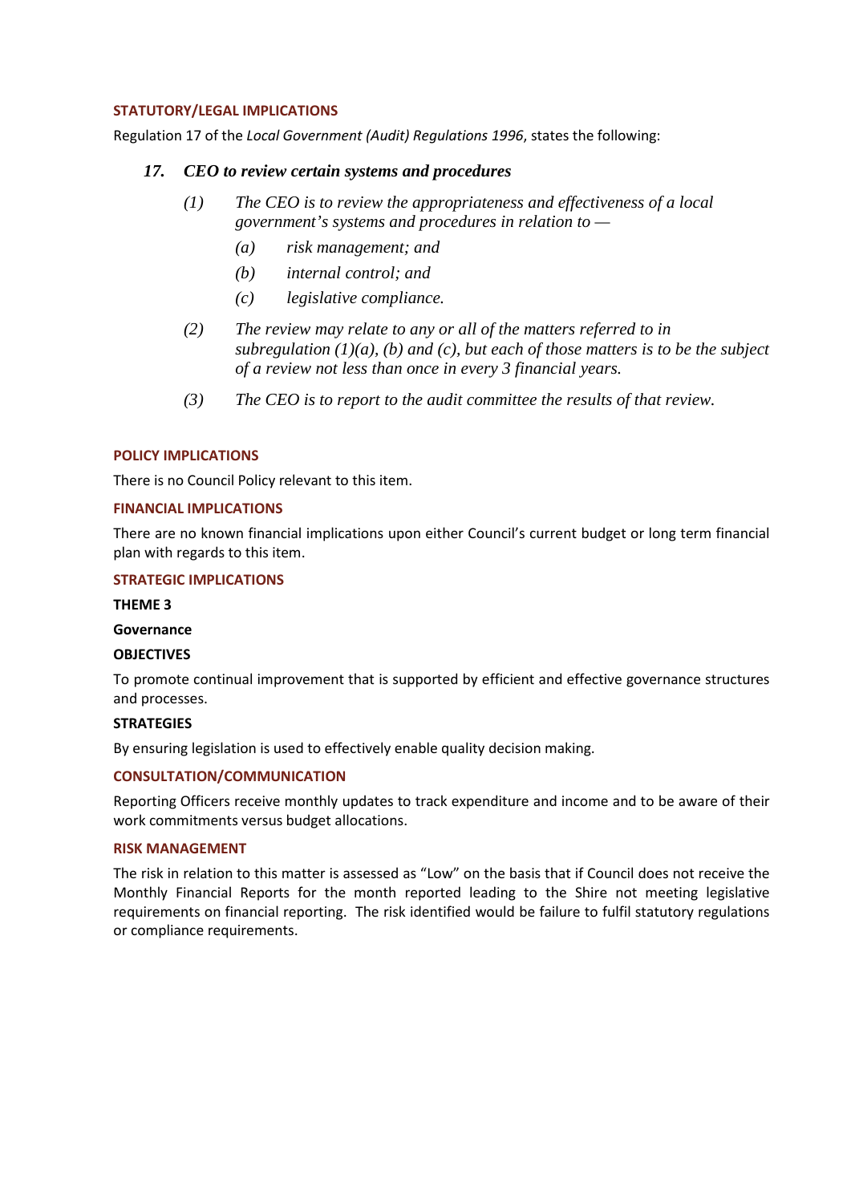## STATUTORY/LEGAL IMPLICATIONS

Regulation 17 of the *Local Government (Audit) Regulations 1996*, states the following:

***17. CEO to review certain systems and procedures***

*(1) The CEO is to review the appropriateness and effectiveness of a local government's systems and procedures in relation to —*

*(a) risk management; and*

*(b) internal control; and*

*(c) legislative compliance.*

*(2) The review may relate to any or all of the matters referred to in subregulation (1)(a), (b) and (c), but each of those matters is to be the subject of a review not less than once in every 3 financial years.*

*(3) The CEO is to report to the audit committee the results of that review.*

## POLICY IMPLICATIONS

There is no Council Policy relevant to this item.

## FINANCIAL IMPLICATIONS

There are no known financial implications upon either Council's current budget or long term financial plan with regards to this item.

## STRATEGIC IMPLICATIONS

**THEME 3**

**Governance**

**OBJECTIVES**

To promote continual improvement that is supported by efficient and effective governance structures and processes.

**STRATEGIES**

By ensuring legislation is used to effectively enable quality decision making.

## CONSULTATION/COMMUNICATION

Reporting Officers receive monthly updates to track expenditure and income and to be aware of their work commitments versus budget allocations.

## RISK MANAGEMENT

The risk in relation to this matter is assessed as "Low" on the basis that if Council does not receive the Monthly Financial Reports for the month reported leading to the Shire not meeting legislative requirements on financial reporting. The risk identified would be failure to fulfil statutory regulations or compliance requirements.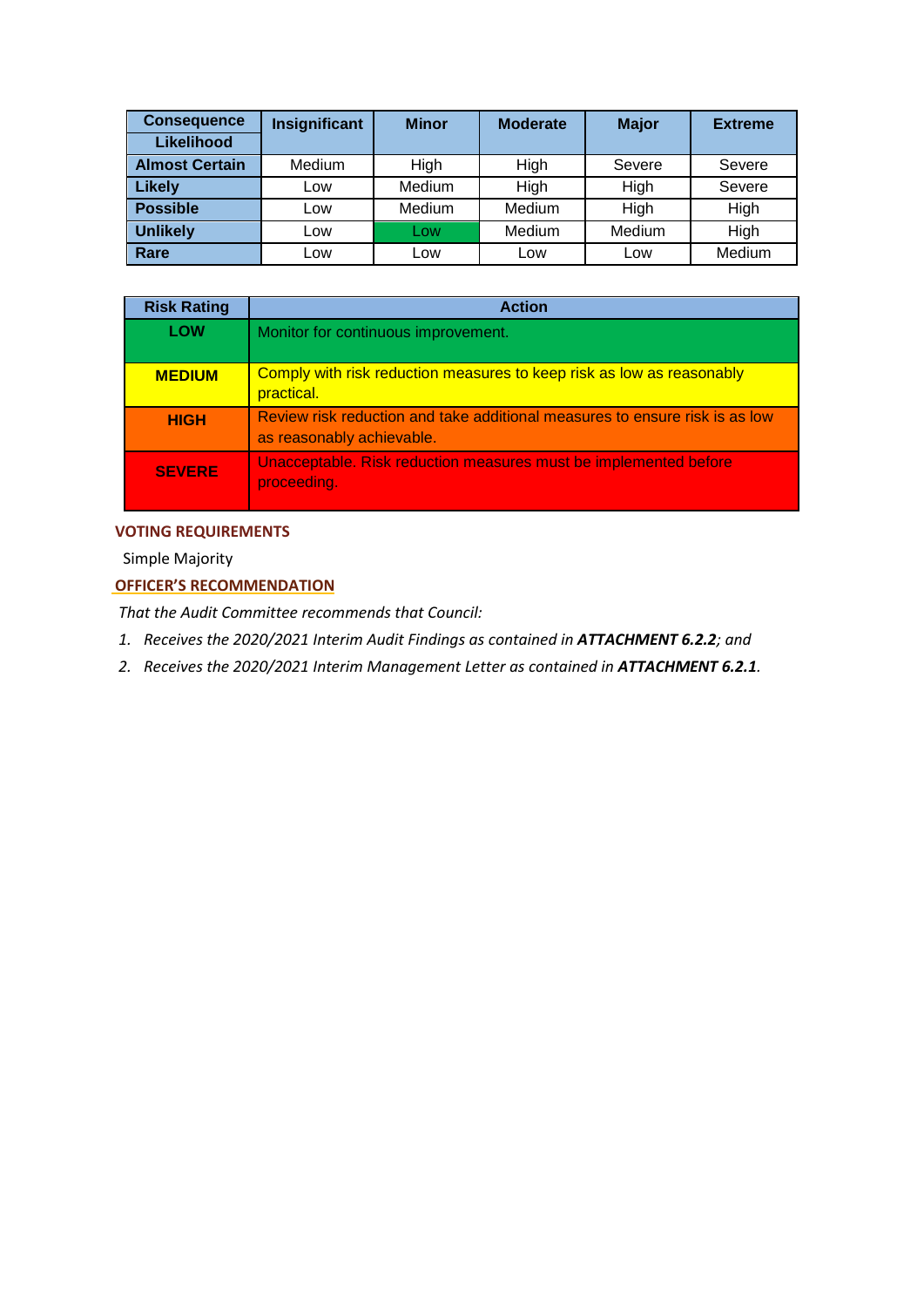| Consequence / Likelihood | Insignificant | Minor | Moderate | Major | Extreme |
|---|---|---|---|---|---|
| **Almost Certain** | Medium | High | High | Severe | Severe |
| **Likely** | Low | Medium | High | High | Severe |
| **Possible** | Low | Medium | Medium | High | High |
| **Unlikely** | Low | Low | Medium | Medium | High |
| **Rare** | Low | Low | Low | Low | Medium |

| Risk Rating | Action |
|---|---|
| **LOW** | Monitor for continuous improvement. |
| **MEDIUM** | Comply with risk reduction measures to keep risk as low as reasonably practical. |
| **HIGH** | Review risk reduction and take additional measures to ensure risk is as low as reasonably achievable. |
| **SEVERE** | Unacceptable. Risk reduction measures must be implemented before proceeding. |

## VOTING REQUIREMENTS

Simple Majority

## OFFICER'S RECOMMENDATION

*That the Audit Committee recommends that Council:*

1. *Receives the 2020/2021 Interim Audit Findings as contained in* ***ATTACHMENT 6.2.2****; and*
2. *Receives the 2020/2021 Interim Management Letter as contained in* ***ATTACHMENT 6.2.1****.*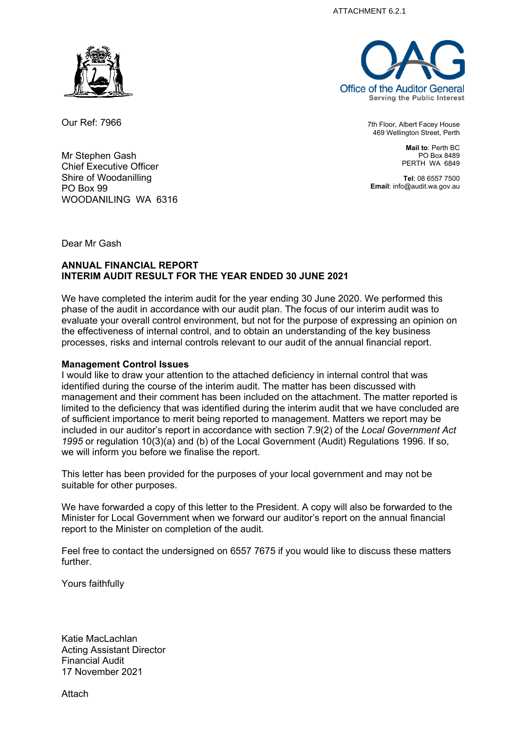ATTACHMENT 6.2.1

Office of the Auditor General
Serving the Public Interest

Our Ref: 7966

7th Floor, Albert Facey House
469 Wellington Street, Perth

**Mail to**: Perth BC
PO Box 8489
PERTH WA 6849

**Tel**: 08 6557 7500
**Email**: info@audit.wa.gov.au

Mr Stephen Gash
Chief Executive Officer
Shire of Woodanilling
PO Box 99
WOODANILING WA 6316

Dear Mr Gash

**ANNUAL FINANCIAL REPORT**
**INTERIM AUDIT RESULT FOR THE YEAR ENDED 30 JUNE 2021**

We have completed the interim audit for the year ending 30 June 2020. We performed this phase of the audit in accordance with our audit plan. The focus of our interim audit was to evaluate your overall control environment, but not for the purpose of expressing an opinion on the effectiveness of internal control, and to obtain an understanding of the key business processes, risks and internal controls relevant to our audit of the annual financial report.

**Management Control Issues**

I would like to draw your attention to the attached deficiency in internal control that was identified during the course of the interim audit. The matter has been discussed with management and their comment has been included on the attachment. The matter reported is limited to the deficiency that was identified during the interim audit that we have concluded are of sufficient importance to merit being reported to management. Matters we report may be included in our auditor's report in accordance with section 7.9(2) of the *Local Government Act 1995* or regulation 10(3)(a) and (b) of the Local Government (Audit) Regulations 1996. If so, we will inform you before we finalise the report.

This letter has been provided for the purposes of your local government and may not be suitable for other purposes.

We have forwarded a copy of this letter to the President. A copy will also be forwarded to the Minister for Local Government when we forward our auditor's report on the annual financial report to the Minister on completion of the audit.

Feel free to contact the undersigned on 6557 7675 if you would like to discuss these matters further.

Yours faithfully

Katie MacLachlan
Acting Assistant Director
Financial Audit
17 November 2021

Attach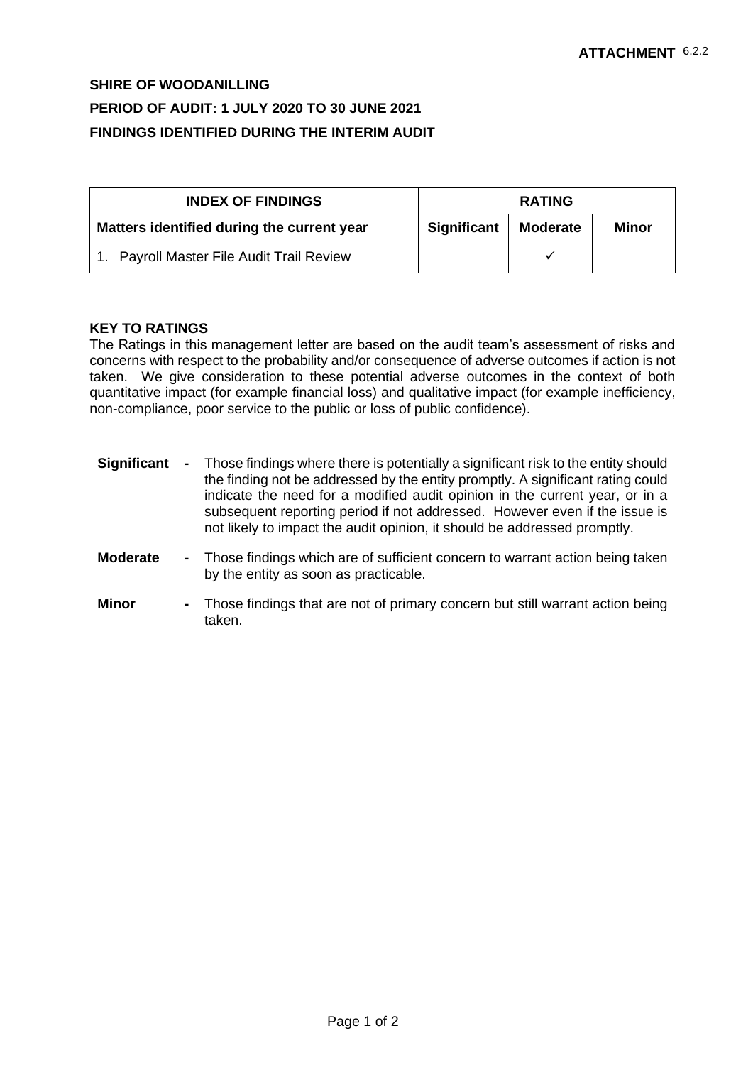**ATTACHMENT** 6.2.2

**SHIRE OF WOODANILLING**

**PERIOD OF AUDIT: 1 JULY 2020 TO 30 JUNE 2021**

**FINDINGS IDENTIFIED DURING THE INTERIM AUDIT**

| INDEX OF FINDINGS | RATING | | |
|---|---|---|---|
| **Matters identified during the current year** | **Significant** | **Moderate** | **Minor** |
| 1. Payroll Master File Audit Trail Review | | ✓ | |

**KEY TO RATINGS**

The Ratings in this management letter are based on the audit team's assessment of risks and concerns with respect to the probability and/or consequence of adverse outcomes if action is not taken. We give consideration to these potential adverse outcomes in the context of both quantitative impact (for example financial loss) and qualitative impact (for example inefficiency, non-compliance, poor service to the public or loss of public confidence).

**Significant** - Those findings where there is potentially a significant risk to the entity should the finding not be addressed by the entity promptly. A significant rating could indicate the need for a modified audit opinion in the current year, or in a subsequent reporting period if not addressed. However even if the issue is not likely to impact the audit opinion, it should be addressed promptly.

**Moderate** - Those findings which are of sufficient concern to warrant action being taken by the entity as soon as practicable.

**Minor** - Those findings that are not of primary concern but still warrant action being taken.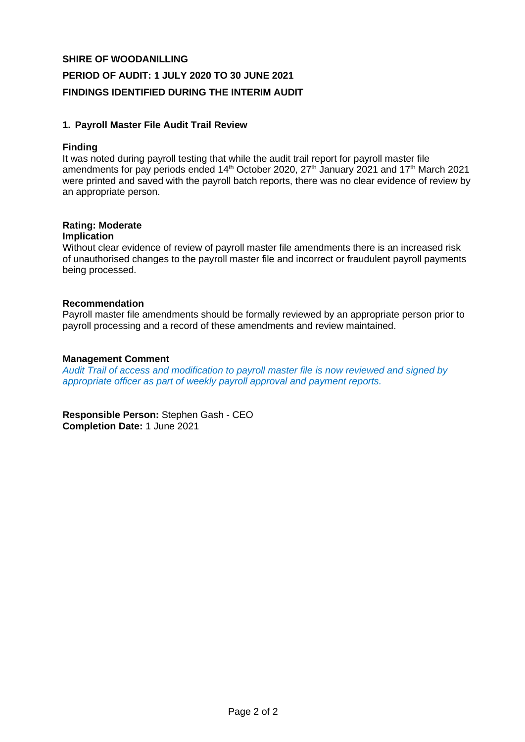**SHIRE OF WOODANILLING**

**PERIOD OF AUDIT: 1 JULY 2020 TO 30 JUNE 2021**

**FINDINGS IDENTIFIED DURING THE INTERIM AUDIT**

## 1. Payroll Master File Audit Trail Review

**Finding**

It was noted during payroll testing that while the audit trail report for payroll master file amendments for pay periods ended 14th October 2020, 27th January 2021 and 17th March 2021 were printed and saved with the payroll batch reports, there was no clear evidence of review by an appropriate person.

**Rating: Moderate**

**Implication**

Without clear evidence of review of payroll master file amendments there is an increased risk of unauthorised changes to the payroll master file and incorrect or fraudulent payroll payments being processed.

**Recommendation**

Payroll master file amendments should be formally reviewed by an appropriate person prior to payroll processing and a record of these amendments and review maintained.

**Management Comment**

*Audit Trail of access and modification to payroll master file is now reviewed and signed by appropriate officer as part of weekly payroll approval and payment reports.*

**Responsible Person:** Stephen Gash - CEO
**Completion Date:** 1 June 2021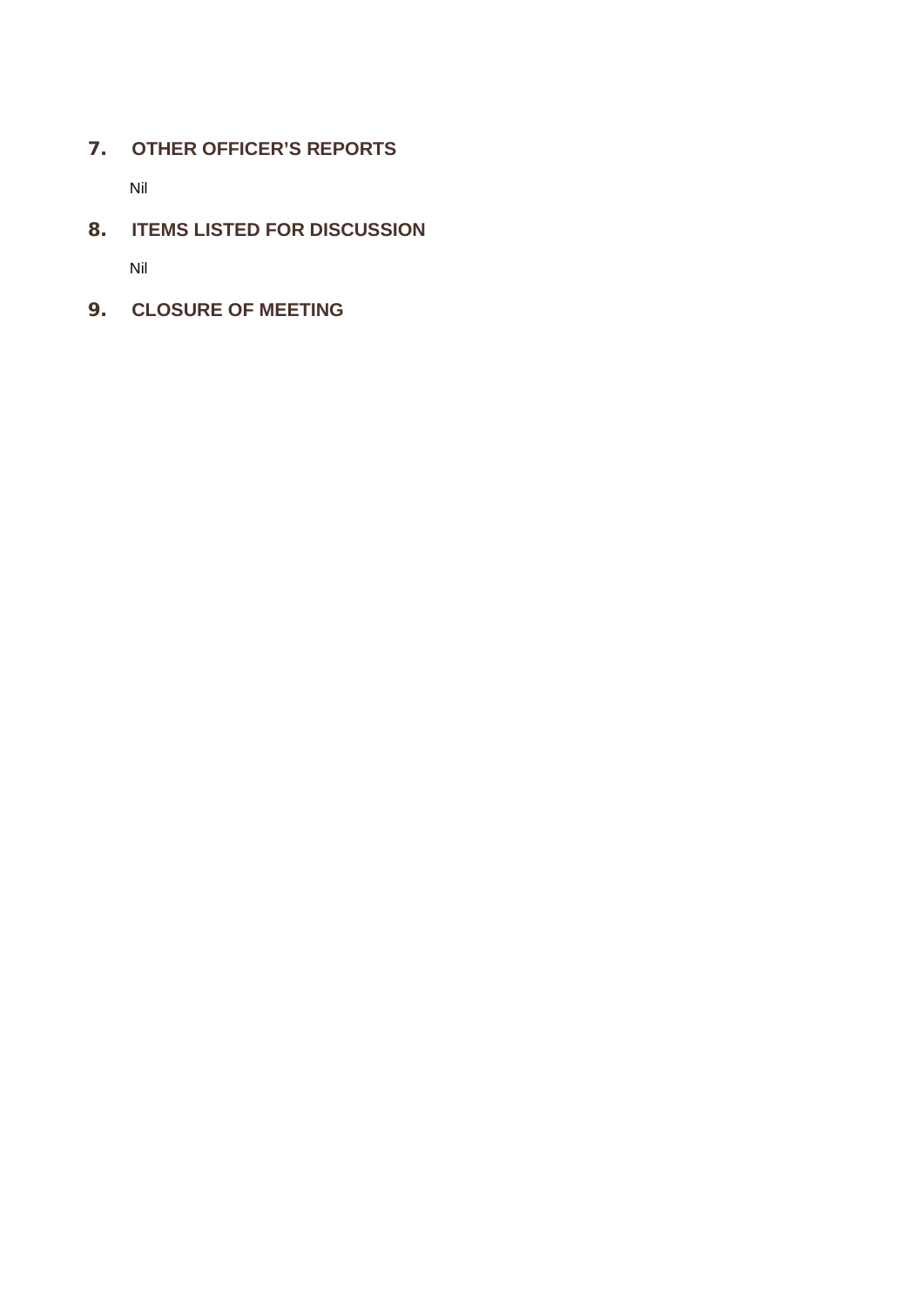## 7. OTHER OFFICER'S REPORTS

Nil

## 8. ITEMS LISTED FOR DISCUSSION

Nil

## 9. CLOSURE OF MEETING